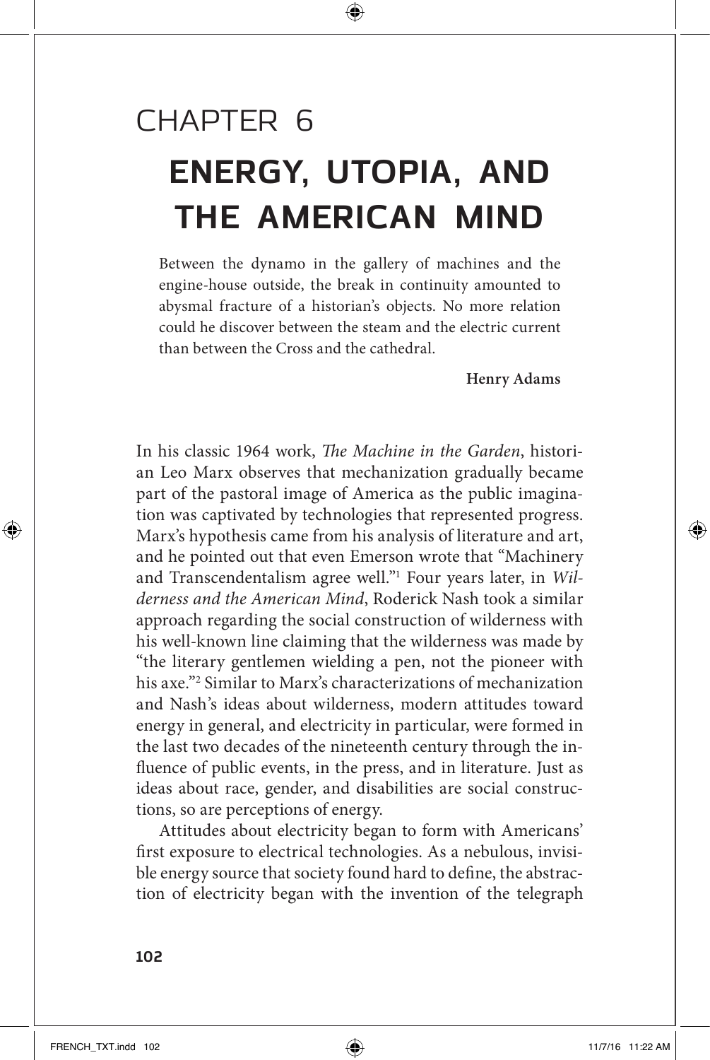# CHAPTER 6

## ENERGY, UTOPIA, AND THE AMERICAN MIND

> Between the dynamo in the gallery of machines and the engine-house outside, the break in continuity amounted to abysmal fracture of a historian's objects. No more relation could he discover between the steam and the electric current than between the Cross and the cathedral.
>
> **Henry Adams**

In his classic 1964 work, *The Machine in the Garden*, historian Leo Marx observes that mechanization gradually became part of the pastoral image of America as the public imagination was captivated by technologies that represented progress. Marx's hypothesis came from his analysis of literature and art, and he pointed out that even Emerson wrote that "Machinery and Transcendentalism agree well."[1] Four years later, in *Wilderness and the American Mind*, Roderick Nash took a similar approach regarding the social construction of wilderness with his well-known line claiming that the wilderness was made by "the literary gentlemen wielding a pen, not the pioneer with his axe."[2] Similar to Marx's characterizations of mechanization and Nash's ideas about wilderness, modern attitudes toward energy in general, and electricity in particular, were formed in the last two decades of the nineteenth century through the influence of public events, in the press, and in literature. Just as ideas about race, gender, and disabilities are social constructions, so are perceptions of energy.

Attitudes about electricity began to form with Americans' first exposure to electrical technologies. As a nebulous, invisible energy source that society found hard to define, the abstraction of electricity began with the invention of the telegraph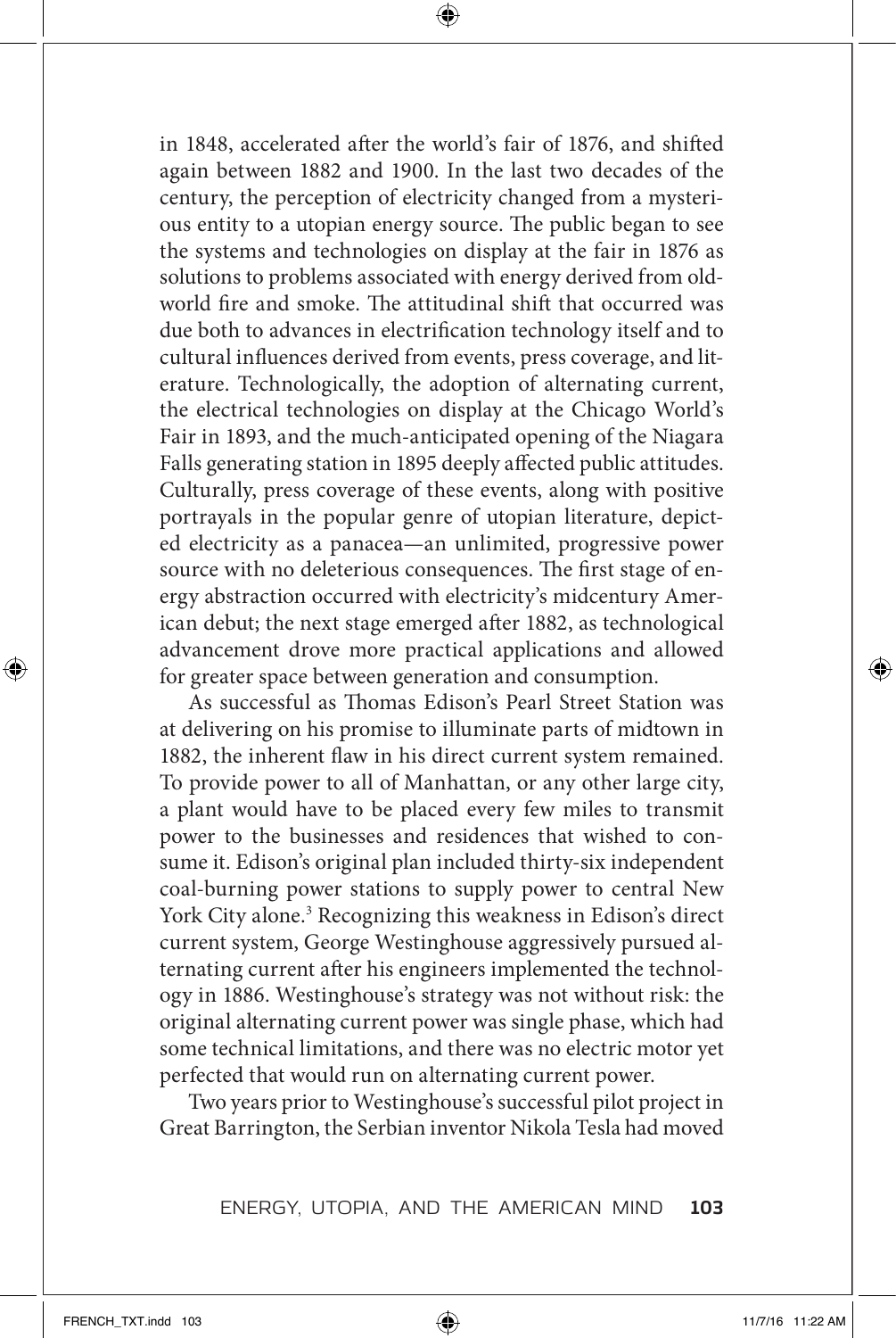in 1848, accelerated after the world's fair of 1876, and shifted again between 1882 and 1900. In the last two decades of the century, the perception of electricity changed from a mysterious entity to a utopian energy source. The public began to see the systems and technologies on display at the fair in 1876 as solutions to problems associated with energy derived from old-world fire and smoke. The attitudinal shift that occurred was due both to advances in electrification technology itself and to cultural influences derived from events, press coverage, and literature. Technologically, the adoption of alternating current, the electrical technologies on display at the Chicago World's Fair in 1893, and the much-anticipated opening of the Niagara Falls generating station in 1895 deeply affected public attitudes. Culturally, press coverage of these events, along with positive portrayals in the popular genre of utopian literature, depicted electricity as a panacea—an unlimited, progressive power source with no deleterious consequences. The first stage of energy abstraction occurred with electricity's midcentury American debut; the next stage emerged after 1882, as technological advancement drove more practical applications and allowed for greater space between generation and consumption.

As successful as Thomas Edison's Pearl Street Station was at delivering on his promise to illuminate parts of midtown in 1882, the inherent flaw in his direct current system remained. To provide power to all of Manhattan, or any other large city, a plant would have to be placed every few miles to transmit power to the businesses and residences that wished to consume it. Edison's original plan included thirty-six independent coal-burning power stations to supply power to central New York City alone.[3] Recognizing this weakness in Edison's direct current system, George Westinghouse aggressively pursued alternating current after his engineers implemented the technology in 1886. Westinghouse's strategy was not without risk: the original alternating current power was single phase, which had some technical limitations, and there was no electric motor yet perfected that would run on alternating current power.

Two years prior to Westinghouse's successful pilot project in Great Barrington, the Serbian inventor Nikola Tesla had moved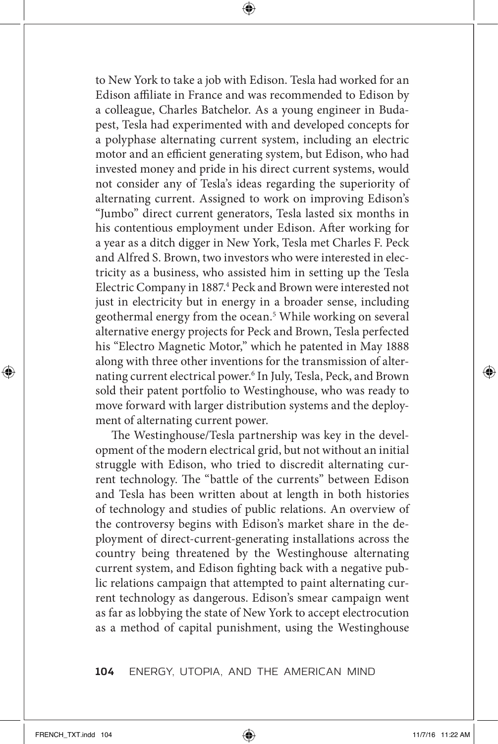to New York to take a job with Edison. Tesla had worked for an Edison affiliate in France and was recommended to Edison by a colleague, Charles Batchelor. As a young engineer in Budapest, Tesla had experimented with and developed concepts for a polyphase alternating current system, including an electric motor and an efficient generating system, but Edison, who had invested money and pride in his direct current systems, would not consider any of Tesla's ideas regarding the superiority of alternating current. Assigned to work on improving Edison's "Jumbo" direct current generators, Tesla lasted six months in his contentious employment under Edison. After working for a year as a ditch digger in New York, Tesla met Charles F. Peck and Alfred S. Brown, two investors who were interested in electricity as a business, who assisted him in setting up the Tesla Electric Company in 1887.[4] Peck and Brown were interested not just in electricity but in energy in a broader sense, including geothermal energy from the ocean.[5] While working on several alternative energy projects for Peck and Brown, Tesla perfected his "Electro Magnetic Motor," which he patented in May 1888 along with three other inventions for the transmission of alternating current electrical power.[6] In July, Tesla, Peck, and Brown sold their patent portfolio to Westinghouse, who was ready to move forward with larger distribution systems and the deployment of alternating current power.

The Westinghouse/Tesla partnership was key in the development of the modern electrical grid, but not without an initial struggle with Edison, who tried to discredit alternating current technology. The "battle of the currents" between Edison and Tesla has been written about at length in both histories of technology and studies of public relations. An overview of the controversy begins with Edison's market share in the deployment of direct-current-generating installations across the country being threatened by the Westinghouse alternating current system, and Edison fighting back with a negative public relations campaign that attempted to paint alternating current technology as dangerous. Edison's smear campaign went as far as lobbying the state of New York to accept electrocution as a method of capital punishment, using the Westinghouse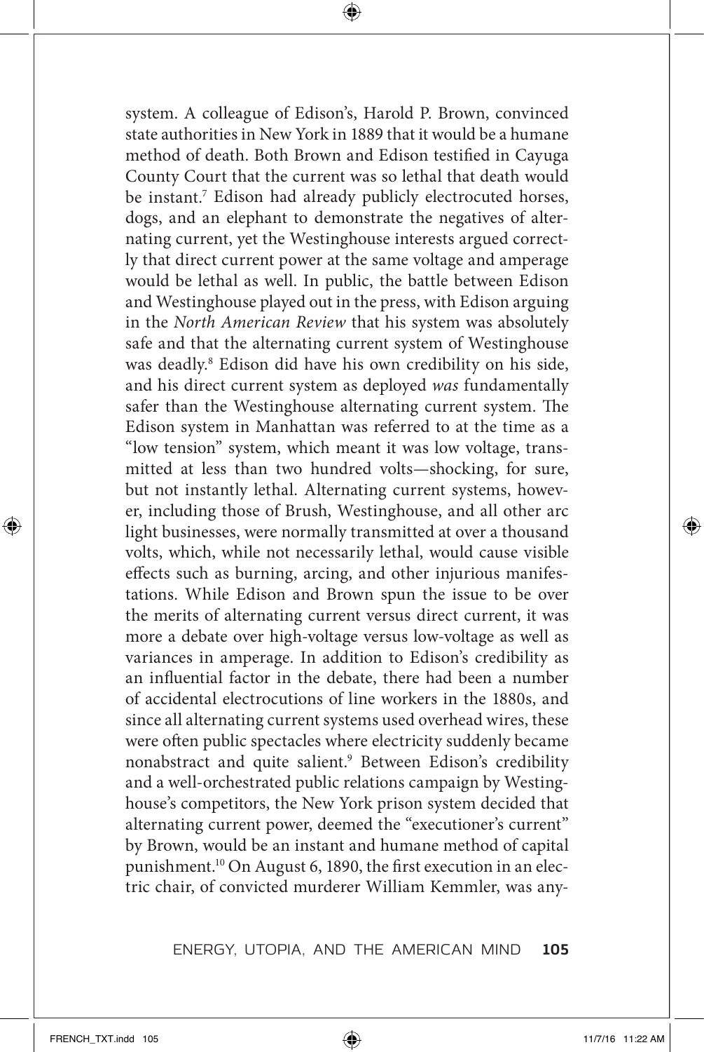system. A colleague of Edison's, Harold P. Brown, convinced state authorities in New York in 1889 that it would be a humane method of death. Both Brown and Edison testified in Cayuga County Court that the current was so lethal that death would be instant.[7] Edison had already publicly electrocuted horses, dogs, and an elephant to demonstrate the negatives of alternating current, yet the Westinghouse interests argued correctly that direct current power at the same voltage and amperage would be lethal as well. In public, the battle between Edison and Westinghouse played out in the press, with Edison arguing in the *North American Review* that his system was absolutely safe and that the alternating current system of Westinghouse was deadly.[8] Edison did have his own credibility on his side, and his direct current system as deployed *was* fundamentally safer than the Westinghouse alternating current system. The Edison system in Manhattan was referred to at the time as a "low tension" system, which meant it was low voltage, transmitted at less than two hundred volts—shocking, for sure, but not instantly lethal. Alternating current systems, however, including those of Brush, Westinghouse, and all other arc light businesses, were normally transmitted at over a thousand volts, which, while not necessarily lethal, would cause visible effects such as burning, arcing, and other injurious manifestations. While Edison and Brown spun the issue to be over the merits of alternating current versus direct current, it was more a debate over high-voltage versus low-voltage as well as variances in amperage. In addition to Edison's credibility as an influential factor in the debate, there had been a number of accidental electrocutions of line workers in the 1880s, and since all alternating current systems used overhead wires, these were often public spectacles where electricity suddenly became nonabstract and quite salient.[9] Between Edison's credibility and a well-orchestrated public relations campaign by Westinghouse's competitors, the New York prison system decided that alternating current power, deemed the "executioner's current" by Brown, would be an instant and humane method of capital punishment.[10] On August 6, 1890, the first execution in an electric chair, of convicted murderer William Kemmler, was any-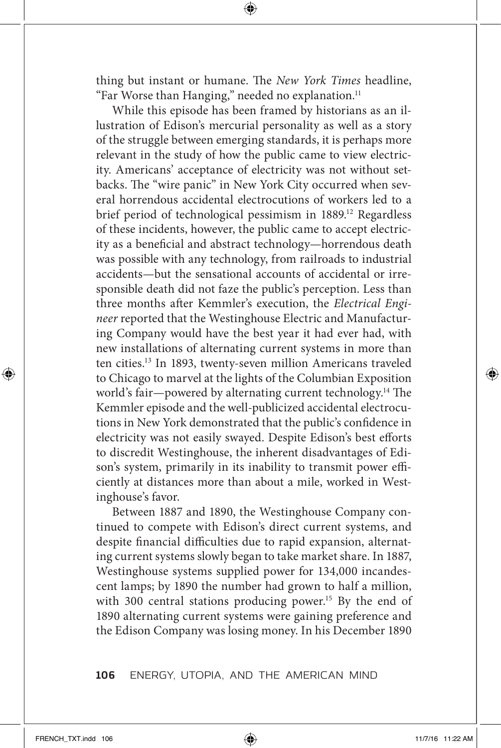thing but instant or humane. The *New York Times* headline, "Far Worse than Hanging," needed no explanation.[11]

While this episode has been framed by historians as an illustration of Edison's mercurial personality as well as a story of the struggle between emerging standards, it is perhaps more relevant in the study of how the public came to view electricity. Americans' acceptance of electricity was not without setbacks. The "wire panic" in New York City occurred when several horrendous accidental electrocutions of workers led to a brief period of technological pessimism in 1889.[12] Regardless of these incidents, however, the public came to accept electricity as a beneficial and abstract technology—horrendous death was possible with any technology, from railroads to industrial accidents—but the sensational accounts of accidental or irresponsible death did not faze the public's perception. Less than three months after Kemmler's execution, the *Electrical Engineer* reported that the Westinghouse Electric and Manufacturing Company would have the best year it had ever had, with new installations of alternating current systems in more than ten cities.[13] In 1893, twenty-seven million Americans traveled to Chicago to marvel at the lights of the Columbian Exposition world's fair—powered by alternating current technology.[14] The Kemmler episode and the well-publicized accidental electrocutions in New York demonstrated that the public's confidence in electricity was not easily swayed. Despite Edison's best efforts to discredit Westinghouse, the inherent disadvantages of Edison's system, primarily in its inability to transmit power efficiently at distances more than about a mile, worked in Westinghouse's favor.

Between 1887 and 1890, the Westinghouse Company continued to compete with Edison's direct current systems, and despite financial difficulties due to rapid expansion, alternating current systems slowly began to take market share. In 1887, Westinghouse systems supplied power for 134,000 incandescent lamps; by 1890 the number had grown to half a million, with 300 central stations producing power.[15] By the end of 1890 alternating current systems were gaining preference and the Edison Company was losing money. In his December 1890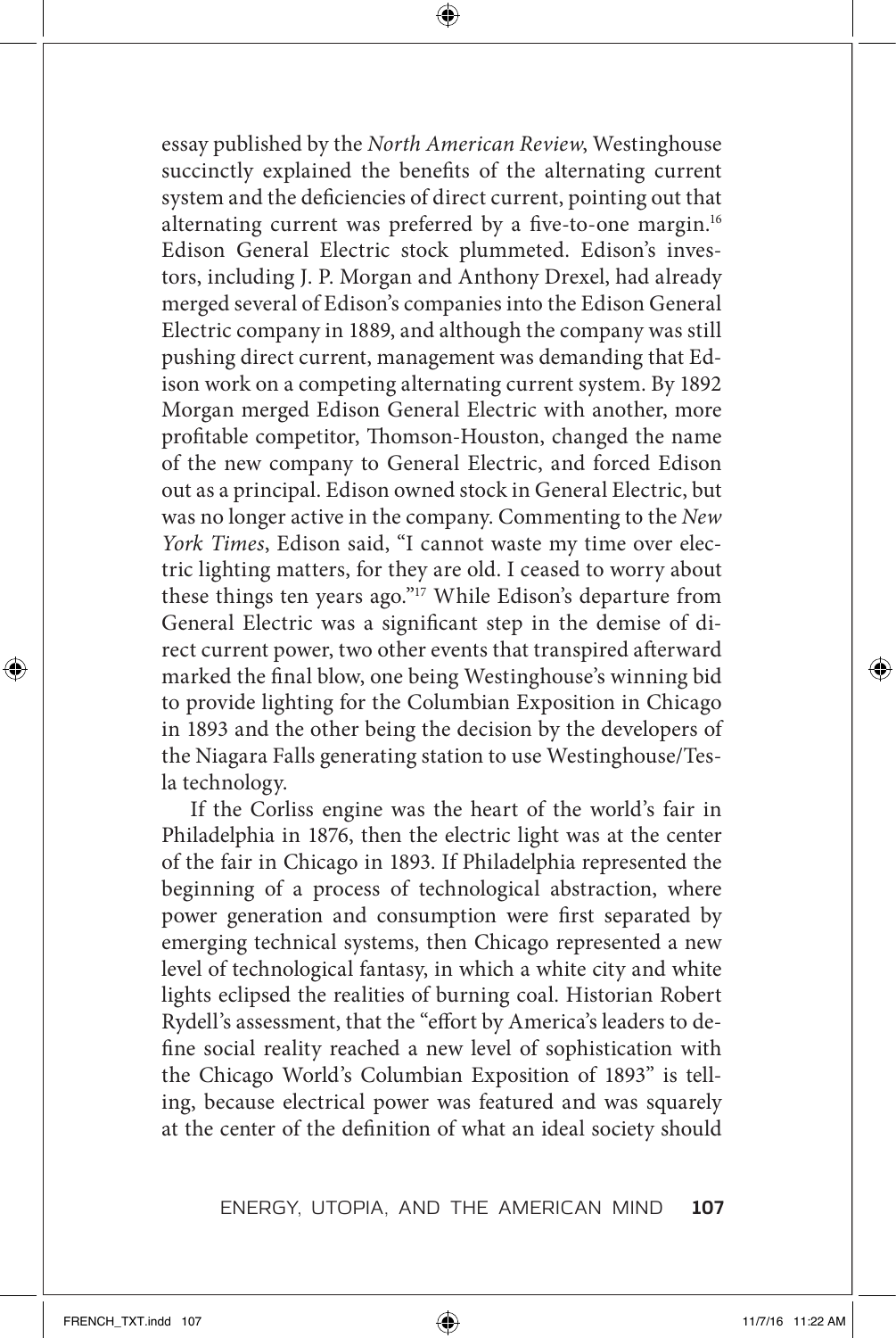essay published by the *North American Review*, Westinghouse succinctly explained the benefits of the alternating current system and the deficiencies of direct current, pointing out that alternating current was preferred by a five-to-one margin.[16] Edison General Electric stock plummeted. Edison's investors, including J. P. Morgan and Anthony Drexel, had already merged several of Edison's companies into the Edison General Electric company in 1889, and although the company was still pushing direct current, management was demanding that Edison work on a competing alternating current system. By 1892 Morgan merged Edison General Electric with another, more profitable competitor, Thomson-Houston, changed the name of the new company to General Electric, and forced Edison out as a principal. Edison owned stock in General Electric, but was no longer active in the company. Commenting to the *New York Times*, Edison said, "I cannot waste my time over electric lighting matters, for they are old. I ceased to worry about these things ten years ago."[17] While Edison's departure from General Electric was a significant step in the demise of direct current power, two other events that transpired afterward marked the final blow, one being Westinghouse's winning bid to provide lighting for the Columbian Exposition in Chicago in 1893 and the other being the decision by the developers of the Niagara Falls generating station to use Westinghouse/Tesla technology.

If the Corliss engine was the heart of the world's fair in Philadelphia in 1876, then the electric light was at the center of the fair in Chicago in 1893. If Philadelphia represented the beginning of a process of technological abstraction, where power generation and consumption were first separated by emerging technical systems, then Chicago represented a new level of technological fantasy, in which a white city and white lights eclipsed the realities of burning coal. Historian Robert Rydell's assessment, that the "effort by America's leaders to define social reality reached a new level of sophistication with the Chicago World's Columbian Exposition of 1893" is telling, because electrical power was featured and was squarely at the center of the definition of what an ideal society should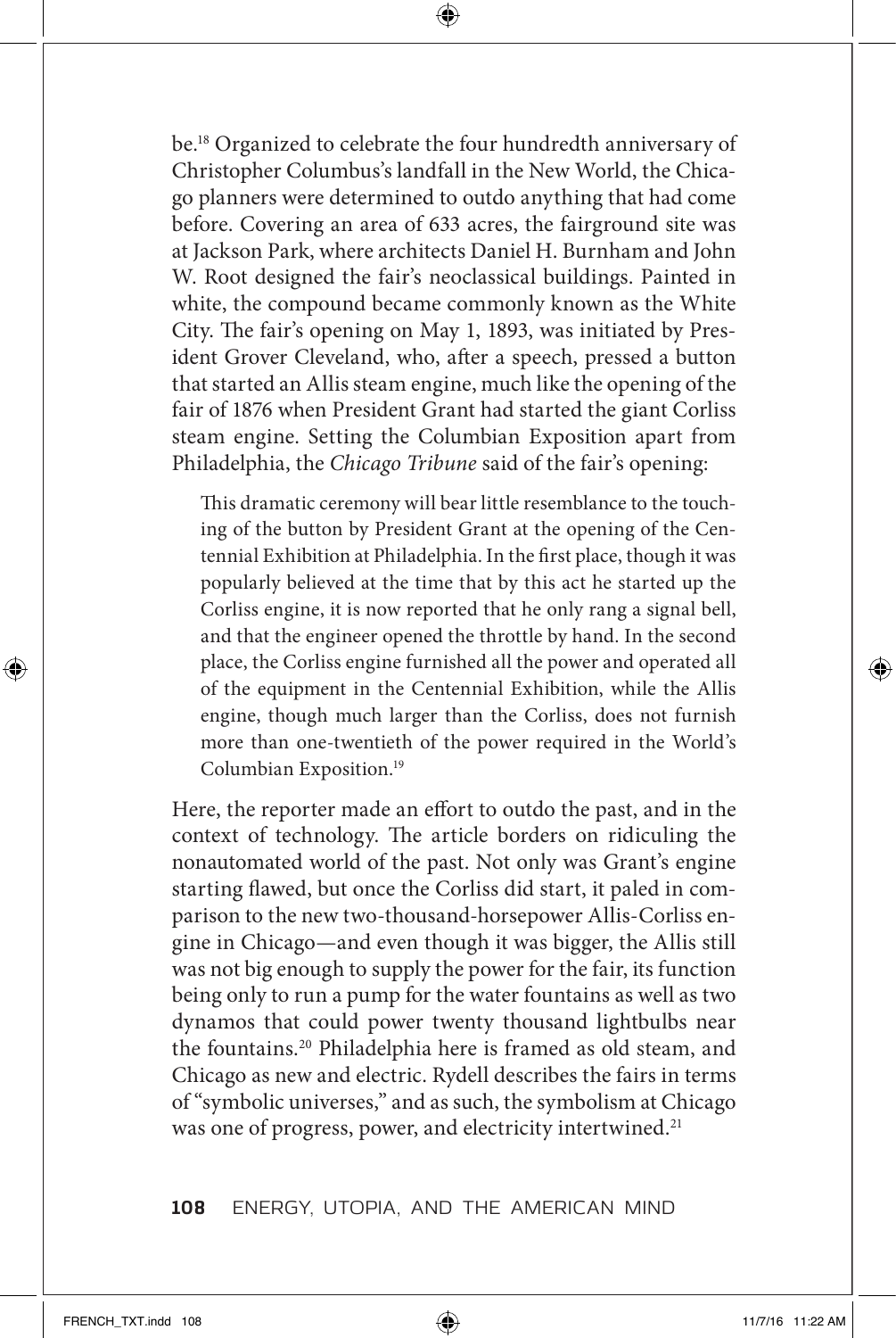be.[18] Organized to celebrate the four hundredth anniversary of Christopher Columbus's landfall in the New World, the Chicago planners were determined to outdo anything that had come before. Covering an area of 633 acres, the fairground site was at Jackson Park, where architects Daniel H. Burnham and John W. Root designed the fair's neoclassical buildings. Painted in white, the compound became commonly known as the White City. The fair's opening on May 1, 1893, was initiated by President Grover Cleveland, who, after a speech, pressed a button that started an Allis steam engine, much like the opening of the fair of 1876 when President Grant had started the giant Corliss steam engine. Setting the Columbian Exposition apart from Philadelphia, the *Chicago Tribune* said of the fair's opening:

> This dramatic ceremony will bear little resemblance to the touching of the button by President Grant at the opening of the Centennial Exhibition at Philadelphia. In the first place, though it was popularly believed at the time that by this act he started up the Corliss engine, it is now reported that he only rang a signal bell, and that the engineer opened the throttle by hand. In the second place, the Corliss engine furnished all the power and operated all of the equipment in the Centennial Exhibition, while the Allis engine, though much larger than the Corliss, does not furnish more than one-twentieth of the power required in the World's Columbian Exposition.[19]

Here, the reporter made an effort to outdo the past, and in the context of technology. The article borders on ridiculing the nonautomated world of the past. Not only was Grant's engine starting flawed, but once the Corliss did start, it paled in comparison to the new two-thousand-horsepower Allis-Corliss engine in Chicago—and even though it was bigger, the Allis still was not big enough to supply the power for the fair, its function being only to run a pump for the water fountains as well as two dynamos that could power twenty thousand lightbulbs near the fountains.[20] Philadelphia here is framed as old steam, and Chicago as new and electric. Rydell describes the fairs in terms of "symbolic universes," and as such, the symbolism at Chicago was one of progress, power, and electricity intertwined.[21]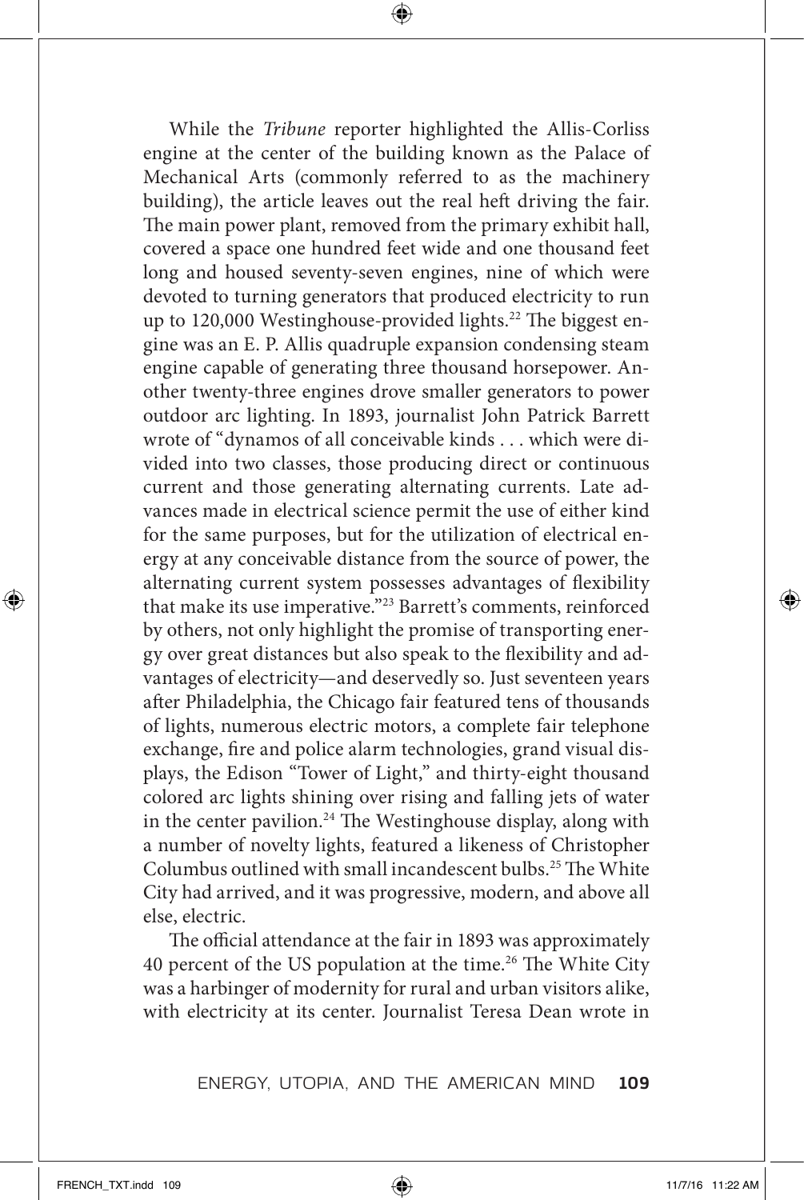While the *Tribune* reporter highlighted the Allis-Corliss engine at the center of the building known as the Palace of Mechanical Arts (commonly referred to as the machinery building), the article leaves out the real heft driving the fair. The main power plant, removed from the primary exhibit hall, covered a space one hundred feet wide and one thousand feet long and housed seventy-seven engines, nine of which were devoted to turning generators that produced electricity to run up to 120,000 Westinghouse-provided lights.[22] The biggest engine was an E. P. Allis quadruple expansion condensing steam engine capable of generating three thousand horsepower. Another twenty-three engines drove smaller generators to power outdoor arc lighting. In 1893, journalist John Patrick Barrett wrote of "dynamos of all conceivable kinds . . . which were divided into two classes, those producing direct or continuous current and those generating alternating currents. Late advances made in electrical science permit the use of either kind for the same purposes, but for the utilization of electrical energy at any conceivable distance from the source of power, the alternating current system possesses advantages of flexibility that make its use imperative."[23] Barrett's comments, reinforced by others, not only highlight the promise of transporting energy over great distances but also speak to the flexibility and advantages of electricity—and deservedly so. Just seventeen years after Philadelphia, the Chicago fair featured tens of thousands of lights, numerous electric motors, a complete fair telephone exchange, fire and police alarm technologies, grand visual displays, the Edison "Tower of Light," and thirty-eight thousand colored arc lights shining over rising and falling jets of water in the center pavilion.[24] The Westinghouse display, along with a number of novelty lights, featured a likeness of Christopher Columbus outlined with small incandescent bulbs.[25] The White City had arrived, and it was progressive, modern, and above all else, electric.

The official attendance at the fair in 1893 was approximately 40 percent of the US population at the time.[26] The White City was a harbinger of modernity for rural and urban visitors alike, with electricity at its center. Journalist Teresa Dean wrote in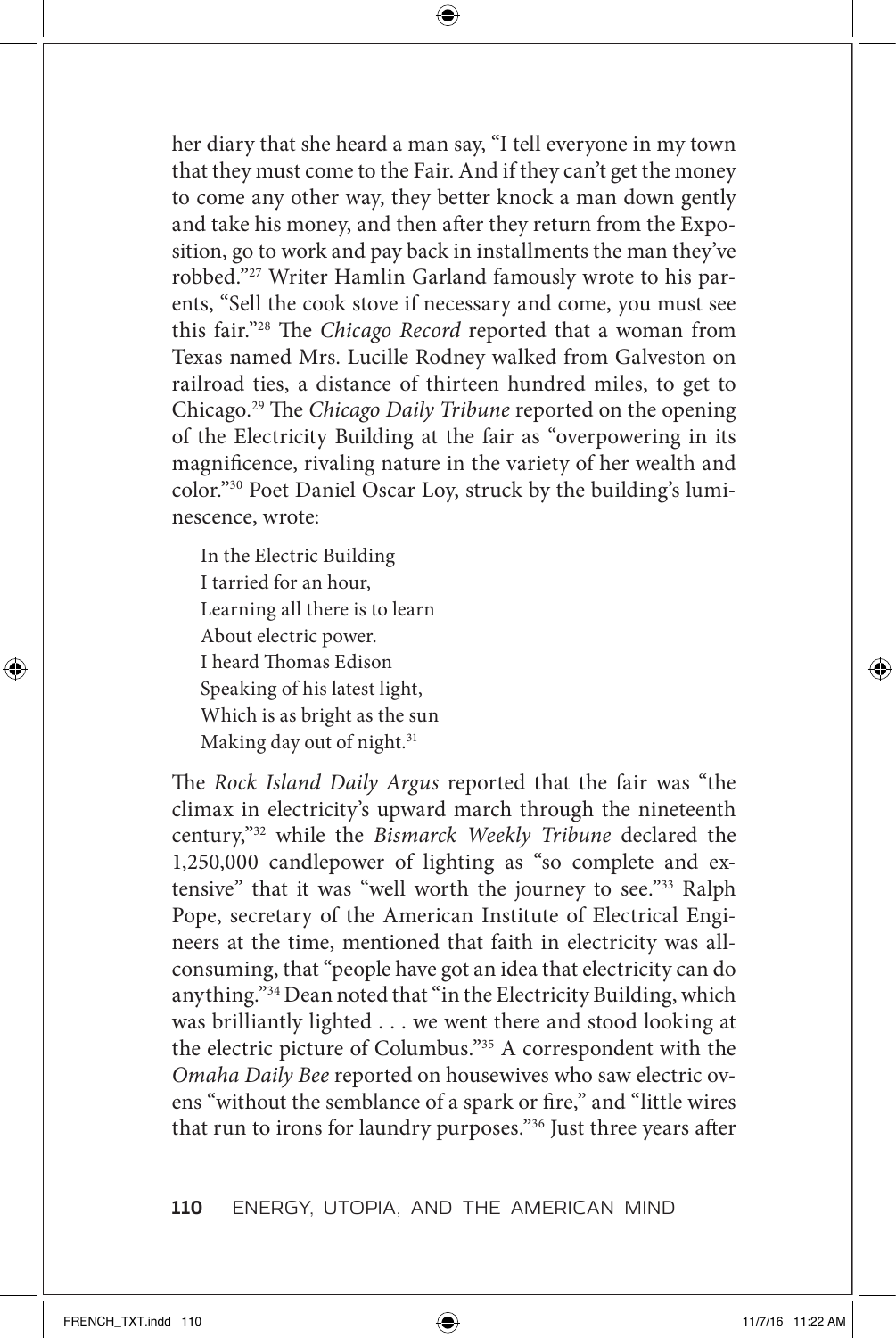her diary that she heard a man say, "I tell everyone in my town that they must come to the Fair. And if they can't get the money to come any other way, they better knock a man down gently and take his money, and then after they return from the Exposition, go to work and pay back in installments the man they've robbed."[27] Writer Hamlin Garland famously wrote to his parents, "Sell the cook stove if necessary and come, you must see this fair."[28] The *Chicago Record* reported that a woman from Texas named Mrs. Lucille Rodney walked from Galveston on railroad ties, a distance of thirteen hundred miles, to get to Chicago.[29] The *Chicago Daily Tribune* reported on the opening of the Electricity Building at the fair as "overpowering in its magnificence, rivaling nature in the variety of her wealth and color."[30] Poet Daniel Oscar Loy, struck by the building's luminescence, wrote:

> In the Electric Building
> I tarried for an hour,
> Learning all there is to learn
> About electric power.
> I heard Thomas Edison
> Speaking of his latest light,
> Which is as bright as the sun
> Making day out of night.[31]

The *Rock Island Daily Argus* reported that the fair was "the climax in electricity's upward march through the nineteenth century,"[32] while the *Bismarck Weekly Tribune* declared the 1,250,000 candlepower of lighting as "so complete and extensive" that it was "well worth the journey to see."[33] Ralph Pope, secretary of the American Institute of Electrical Engineers at the time, mentioned that faith in electricity was all-consuming, that "people have got an idea that electricity can do anything."[34] Dean noted that "in the Electricity Building, which was brilliantly lighted . . . we went there and stood looking at the electric picture of Columbus."[35] A correspondent with the *Omaha Daily Bee* reported on housewives who saw electric ovens "without the semblance of a spark or fire," and "little wires that run to irons for laundry purposes."[36] Just three years after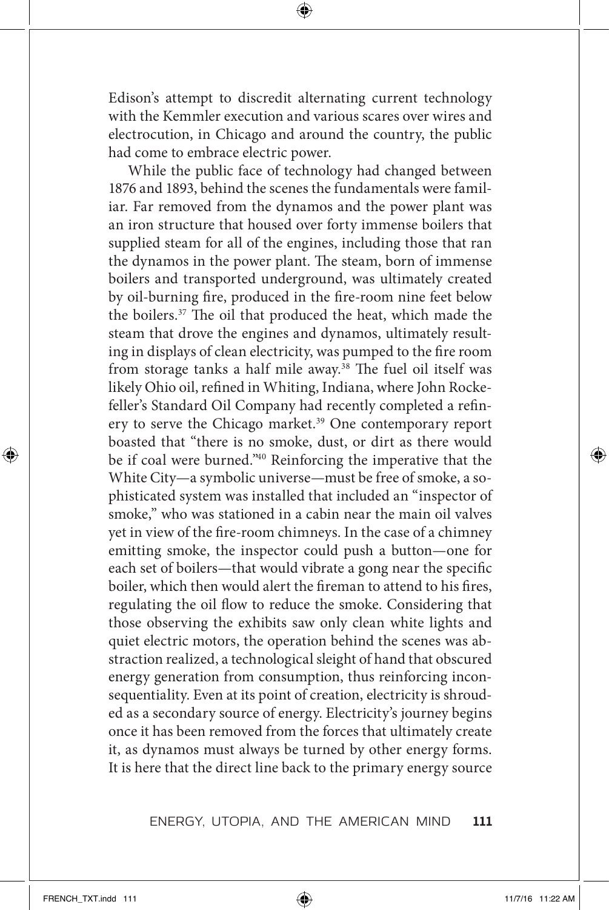Edison's attempt to discredit alternating current technology with the Kemmler execution and various scares over wires and electrocution, in Chicago and around the country, the public had come to embrace electric power.

While the public face of technology had changed between 1876 and 1893, behind the scenes the fundamentals were familiar. Far removed from the dynamos and the power plant was an iron structure that housed over forty immense boilers that supplied steam for all of the engines, including those that ran the dynamos in the power plant. The steam, born of immense boilers and transported underground, was ultimately created by oil-burning fire, produced in the fire-room nine feet below the boilers.[37] The oil that produced the heat, which made the steam that drove the engines and dynamos, ultimately resulting in displays of clean electricity, was pumped to the fire room from storage tanks a half mile away.[38] The fuel oil itself was likely Ohio oil, refined in Whiting, Indiana, where John Rockefeller's Standard Oil Company had recently completed a refinery to serve the Chicago market.[39] One contemporary report boasted that "there is no smoke, dust, or dirt as there would be if coal were burned."[40] Reinforcing the imperative that the White City—a symbolic universe—must be free of smoke, a sophisticated system was installed that included an "inspector of smoke," who was stationed in a cabin near the main oil valves yet in view of the fire-room chimneys. In the case of a chimney emitting smoke, the inspector could push a button—one for each set of boilers—that would vibrate a gong near the specific boiler, which then would alert the fireman to attend to his fires, regulating the oil flow to reduce the smoke. Considering that those observing the exhibits saw only clean white lights and quiet electric motors, the operation behind the scenes was abstraction realized, a technological sleight of hand that obscured energy generation from consumption, thus reinforcing inconsequentiality. Even at its point of creation, electricity is shrouded as a secondary source of energy. Electricity's journey begins once it has been removed from the forces that ultimately create it, as dynamos must always be turned by other energy forms. It is here that the direct line back to the primary energy source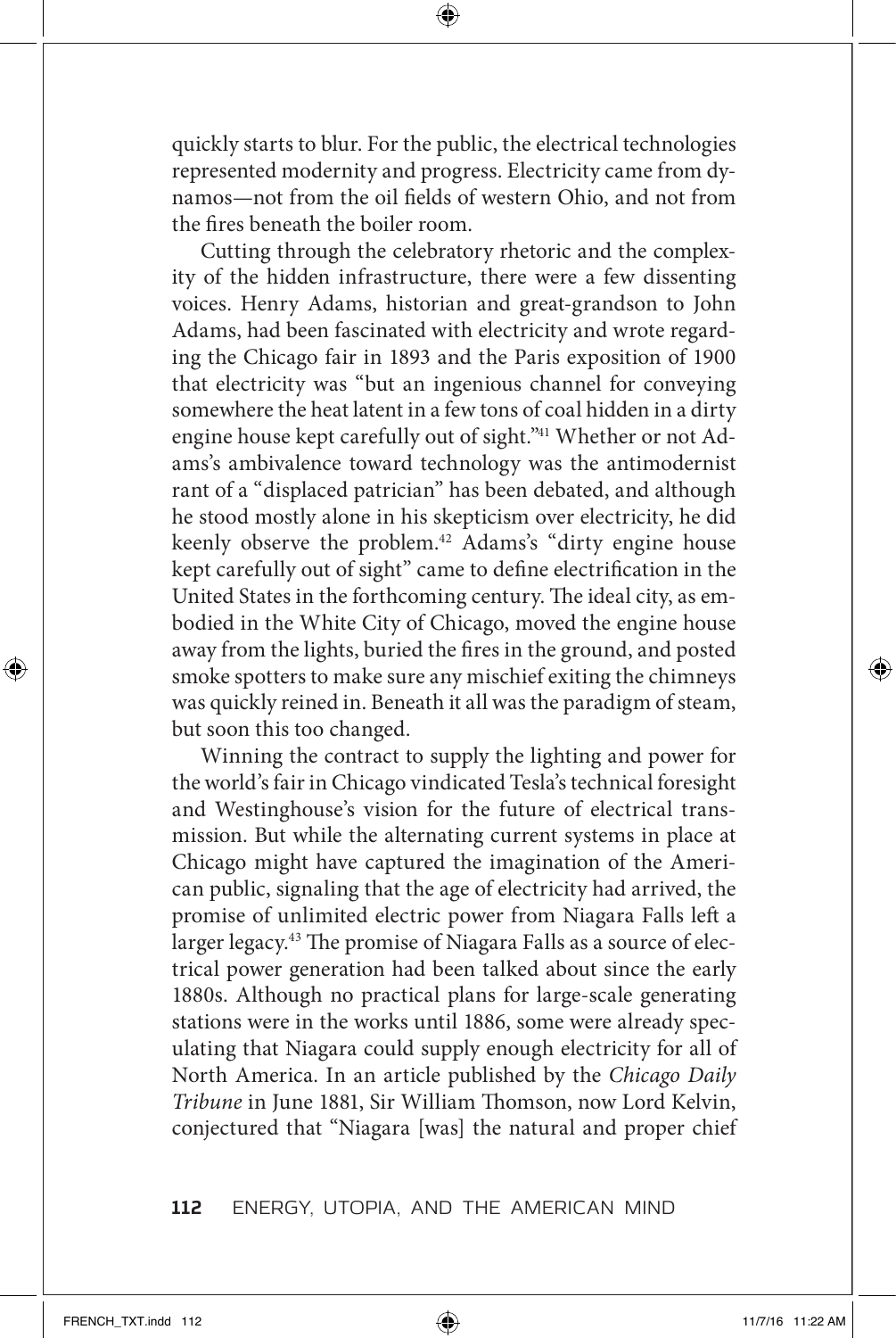quickly starts to blur. For the public, the electrical technologies represented modernity and progress. Electricity came from dynamos—not from the oil fields of western Ohio, and not from the fires beneath the boiler room.

Cutting through the celebratory rhetoric and the complexity of the hidden infrastructure, there were a few dissenting voices. Henry Adams, historian and great-grandson to John Adams, had been fascinated with electricity and wrote regarding the Chicago fair in 1893 and the Paris exposition of 1900 that electricity was "but an ingenious channel for conveying somewhere the heat latent in a few tons of coal hidden in a dirty engine house kept carefully out of sight."[41] Whether or not Adams's ambivalence toward technology was the antimodernist rant of a "displaced patrician" has been debated, and although he stood mostly alone in his skepticism over electricity, he did keenly observe the problem.[42] Adams's "dirty engine house kept carefully out of sight" came to define electrification in the United States in the forthcoming century. The ideal city, as embodied in the White City of Chicago, moved the engine house away from the lights, buried the fires in the ground, and posted smoke spotters to make sure any mischief exiting the chimneys was quickly reined in. Beneath it all was the paradigm of steam, but soon this too changed.

Winning the contract to supply the lighting and power for the world's fair in Chicago vindicated Tesla's technical foresight and Westinghouse's vision for the future of electrical transmission. But while the alternating current systems in place at Chicago might have captured the imagination of the American public, signaling that the age of electricity had arrived, the promise of unlimited electric power from Niagara Falls left a larger legacy.[43] The promise of Niagara Falls as a source of electrical power generation had been talked about since the early 1880s. Although no practical plans for large-scale generating stations were in the works until 1886, some were already speculating that Niagara could supply enough electricity for all of North America. In an article published by the *Chicago Daily Tribune* in June 1881, Sir William Thomson, now Lord Kelvin, conjectured that "Niagara [was] the natural and proper chief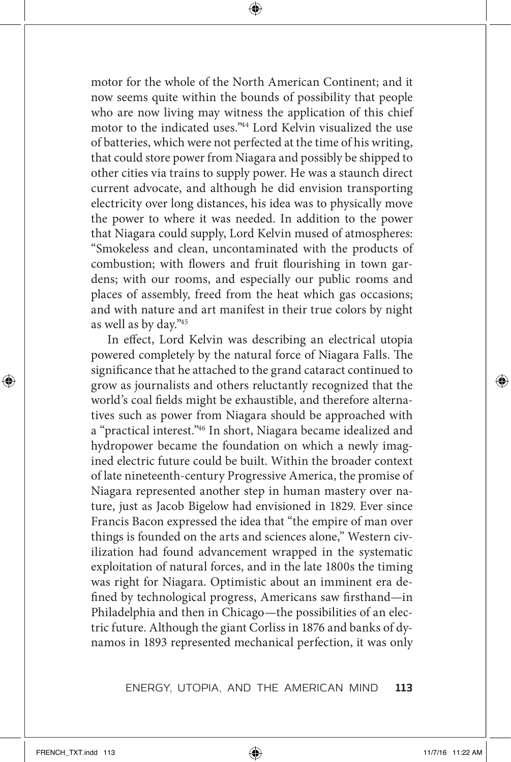motor for the whole of the North American Continent; and it now seems quite within the bounds of possibility that people who are now living may witness the application of this chief motor to the indicated uses."[44] Lord Kelvin visualized the use of batteries, which were not perfected at the time of his writing, that could store power from Niagara and possibly be shipped to other cities via trains to supply power. He was a staunch direct current advocate, and although he did envision transporting electricity over long distances, his idea was to physically move the power to where it was needed. In addition to the power that Niagara could supply, Lord Kelvin mused of atmospheres: "Smokeless and clean, uncontaminated with the products of combustion; with flowers and fruit flourishing in town gardens; with our rooms, and especially our public rooms and places of assembly, freed from the heat which gas occasions; and with nature and art manifest in their true colors by night as well as by day."[45]

In effect, Lord Kelvin was describing an electrical utopia powered completely by the natural force of Niagara Falls. The significance that he attached to the grand cataract continued to grow as journalists and others reluctantly recognized that the world's coal fields might be exhaustible, and therefore alternatives such as power from Niagara should be approached with a "practical interest."[46] In short, Niagara became idealized and hydropower became the foundation on which a newly imagined electric future could be built. Within the broader context of late nineteenth-century Progressive America, the promise of Niagara represented another step in human mastery over nature, just as Jacob Bigelow had envisioned in 1829. Ever since Francis Bacon expressed the idea that "the empire of man over things is founded on the arts and sciences alone," Western civilization had found advancement wrapped in the systematic exploitation of natural forces, and in the late 1800s the timing was right for Niagara. Optimistic about an imminent era defined by technological progress, Americans saw firsthand—in Philadelphia and then in Chicago—the possibilities of an electric future. Although the giant Corliss in 1876 and banks of dynamos in 1893 represented mechanical perfection, it was only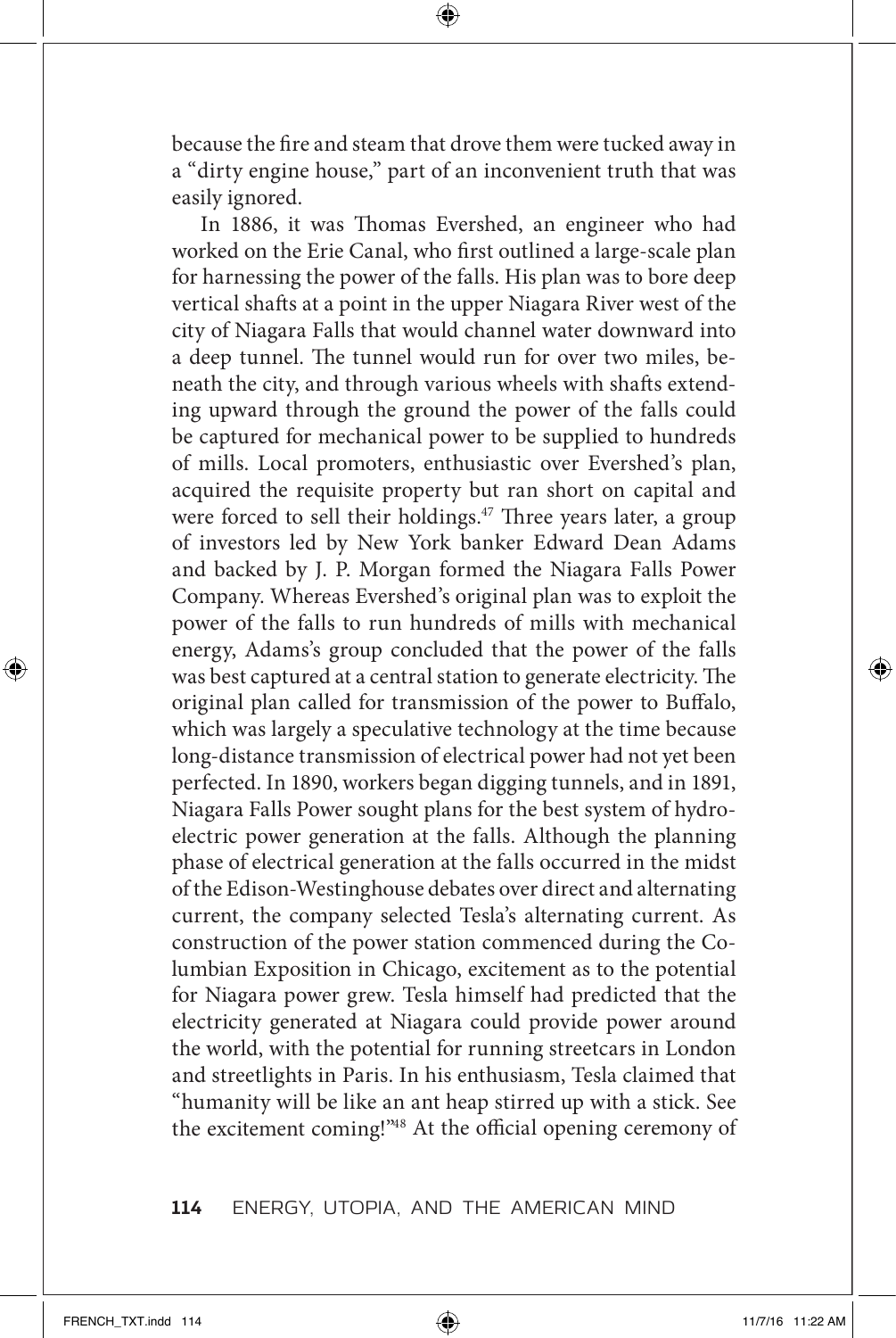because the fire and steam that drove them were tucked away in a "dirty engine house," part of an inconvenient truth that was easily ignored.

In 1886, it was Thomas Evershed, an engineer who had worked on the Erie Canal, who first outlined a large-scale plan for harnessing the power of the falls. His plan was to bore deep vertical shafts at a point in the upper Niagara River west of the city of Niagara Falls that would channel water downward into a deep tunnel. The tunnel would run for over two miles, beneath the city, and through various wheels with shafts extending upward through the ground the power of the falls could be captured for mechanical power to be supplied to hundreds of mills. Local promoters, enthusiastic over Evershed's plan, acquired the requisite property but ran short on capital and were forced to sell their holdings.[47] Three years later, a group of investors led by New York banker Edward Dean Adams and backed by J. P. Morgan formed the Niagara Falls Power Company. Whereas Evershed's original plan was to exploit the power of the falls to run hundreds of mills with mechanical energy, Adams's group concluded that the power of the falls was best captured at a central station to generate electricity. The original plan called for transmission of the power to Buffalo, which was largely a speculative technology at the time because long-distance transmission of electrical power had not yet been perfected. In 1890, workers began digging tunnels, and in 1891, Niagara Falls Power sought plans for the best system of hydroelectric power generation at the falls. Although the planning phase of electrical generation at the falls occurred in the midst of the Edison-Westinghouse debates over direct and alternating current, the company selected Tesla's alternating current. As construction of the power station commenced during the Columbian Exposition in Chicago, excitement as to the potential for Niagara power grew. Tesla himself had predicted that the electricity generated at Niagara could provide power around the world, with the potential for running streetcars in London and streetlights in Paris. In his enthusiasm, Tesla claimed that "humanity will be like an ant heap stirred up with a stick. See the excitement coming!"[48] At the official opening ceremony of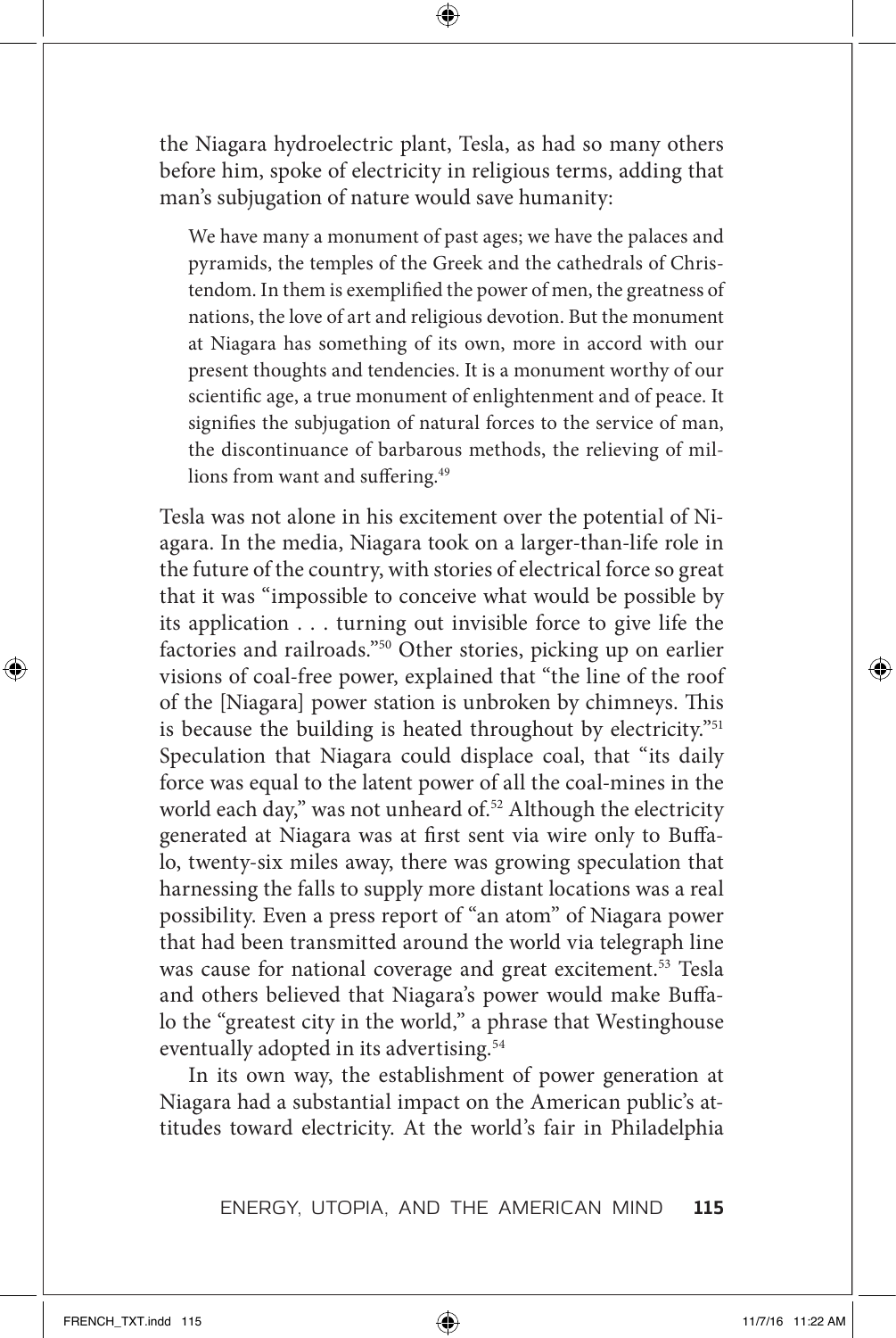the Niagara hydroelectric plant, Tesla, as had so many others before him, spoke of electricity in religious terms, adding that man's subjugation of nature would save humanity:

> We have many a monument of past ages; we have the palaces and pyramids, the temples of the Greek and the cathedrals of Christendom. In them is exemplified the power of men, the greatness of nations, the love of art and religious devotion. But the monument at Niagara has something of its own, more in accord with our present thoughts and tendencies. It is a monument worthy of our scientific age, a true monument of enlightenment and of peace. It signifies the subjugation of natural forces to the service of man, the discontinuance of barbarous methods, the relieving of millions from want and suffering.[49]

Tesla was not alone in his excitement over the potential of Niagara. In the media, Niagara took on a larger-than-life role in the future of the country, with stories of electrical force so great that it was "impossible to conceive what would be possible by its application . . . turning out invisible force to give life the factories and railroads."[50] Other stories, picking up on earlier visions of coal-free power, explained that "the line of the roof of the [Niagara] power station is unbroken by chimneys. This is because the building is heated throughout by electricity."[51] Speculation that Niagara could displace coal, that "its daily force was equal to the latent power of all the coal-mines in the world each day," was not unheard of.[52] Although the electricity generated at Niagara was at first sent via wire only to Buffalo, twenty-six miles away, there was growing speculation that harnessing the falls to supply more distant locations was a real possibility. Even a press report of "an atom" of Niagara power that had been transmitted around the world via telegraph line was cause for national coverage and great excitement.[53] Tesla and others believed that Niagara's power would make Buffalo the "greatest city in the world," a phrase that Westinghouse eventually adopted in its advertising.[54]

In its own way, the establishment of power generation at Niagara had a substantial impact on the American public's attitudes toward electricity. At the world's fair in Philadelphia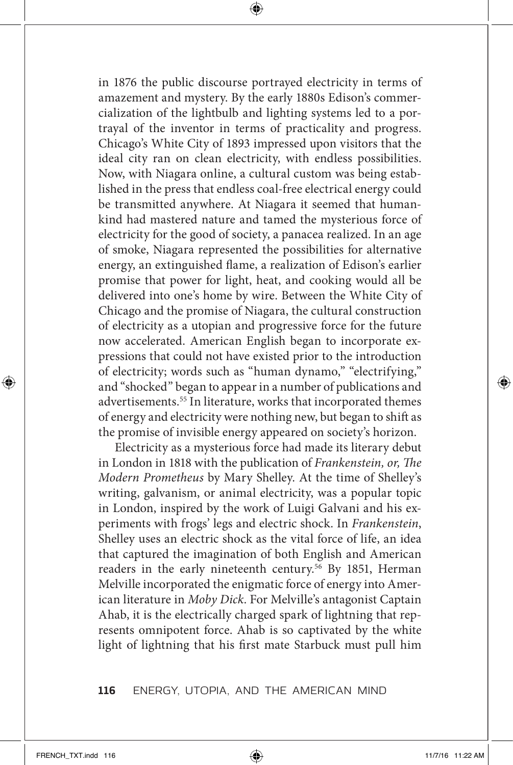in 1876 the public discourse portrayed electricity in terms of amazement and mystery. By the early 1880s Edison's commercialization of the lightbulb and lighting systems led to a portrayal of the inventor in terms of practicality and progress. Chicago's White City of 1893 impressed upon visitors that the ideal city ran on clean electricity, with endless possibilities. Now, with Niagara online, a cultural custom was being established in the press that endless coal-free electrical energy could be transmitted anywhere. At Niagara it seemed that humankind had mastered nature and tamed the mysterious force of electricity for the good of society, a panacea realized. In an age of smoke, Niagara represented the possibilities for alternative energy, an extinguished flame, a realization of Edison's earlier promise that power for light, heat, and cooking would all be delivered into one's home by wire. Between the White City of Chicago and the promise of Niagara, the cultural construction of electricity as a utopian and progressive force for the future now accelerated. American English began to incorporate expressions that could not have existed prior to the introduction of electricity; words such as "human dynamo," "electrifying," and "shocked" began to appear in a number of publications and advertisements.[55] In literature, works that incorporated themes of energy and electricity were nothing new, but began to shift as the promise of invisible energy appeared on society's horizon.

Electricity as a mysterious force had made its literary debut in London in 1818 with the publication of *Frankenstein, or, The Modern Prometheus* by Mary Shelley. At the time of Shelley's writing, galvanism, or animal electricity, was a popular topic in London, inspired by the work of Luigi Galvani and his experiments with frogs' legs and electric shock. In *Frankenstein*, Shelley uses an electric shock as the vital force of life, an idea that captured the imagination of both English and American readers in the early nineteenth century.[56] By 1851, Herman Melville incorporated the enigmatic force of energy into American literature in *Moby Dick*. For Melville's antagonist Captain Ahab, it is the electrically charged spark of lightning that represents omnipotent force. Ahab is so captivated by the white light of lightning that his first mate Starbuck must pull him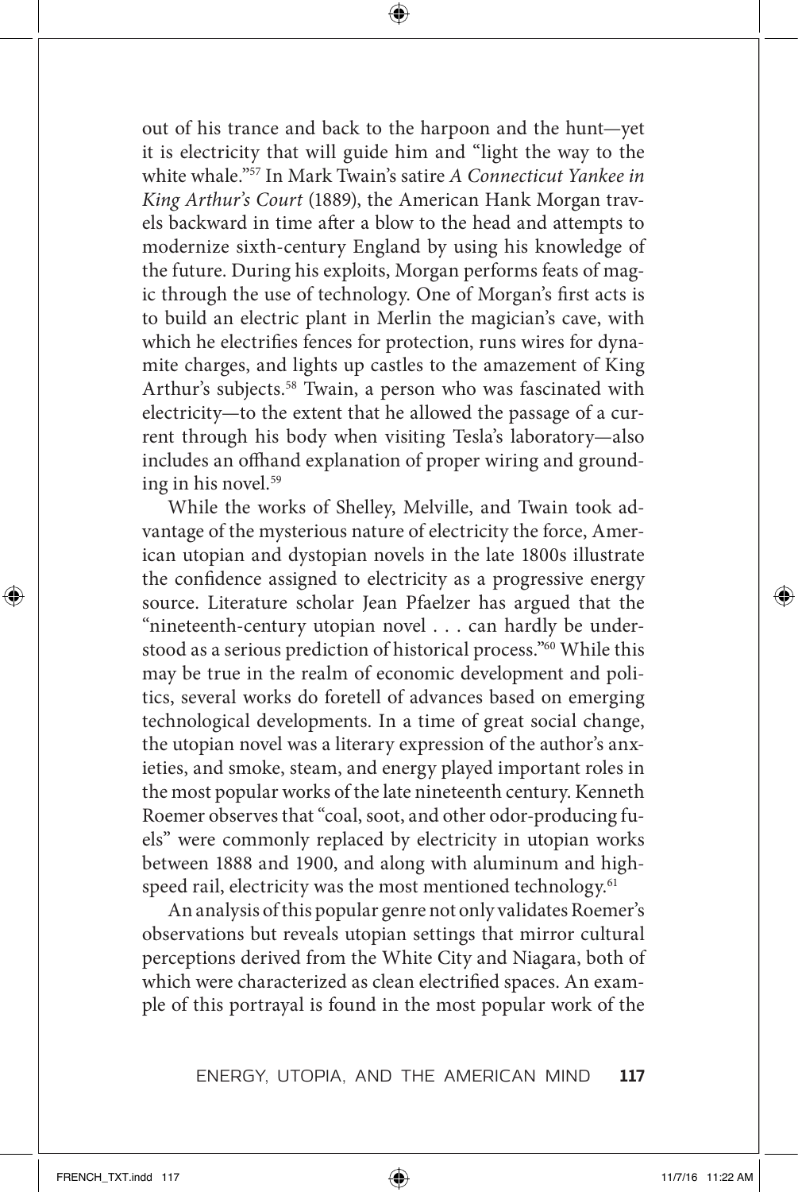out of his trance and back to the harpoon and the hunt—yet it is electricity that will guide him and "light the way to the white whale."[57] In Mark Twain's satire *A Connecticut Yankee in King Arthur's Court* (1889), the American Hank Morgan travels backward in time after a blow to the head and attempts to modernize sixth-century England by using his knowledge of the future. During his exploits, Morgan performs feats of magic through the use of technology. One of Morgan's first acts is to build an electric plant in Merlin the magician's cave, with which he electrifies fences for protection, runs wires for dynamite charges, and lights up castles to the amazement of King Arthur's subjects.[58] Twain, a person who was fascinated with electricity—to the extent that he allowed the passage of a current through his body when visiting Tesla's laboratory—also includes an offhand explanation of proper wiring and grounding in his novel.[59]

While the works of Shelley, Melville, and Twain took advantage of the mysterious nature of electricity the force, American utopian and dystopian novels in the late 1800s illustrate the confidence assigned to electricity as a progressive energy source. Literature scholar Jean Pfaelzer has argued that the "nineteenth-century utopian novel . . . can hardly be understood as a serious prediction of historical process."[60] While this may be true in the realm of economic development and politics, several works do foretell of advances based on emerging technological developments. In a time of great social change, the utopian novel was a literary expression of the author's anxieties, and smoke, steam, and energy played important roles in the most popular works of the late nineteenth century. Kenneth Roemer observes that "coal, soot, and other odor-producing fuels" were commonly replaced by electricity in utopian works between 1888 and 1900, and along with aluminum and high-speed rail, electricity was the most mentioned technology.[61]

An analysis of this popular genre not only validates Roemer's observations but reveals utopian settings that mirror cultural perceptions derived from the White City and Niagara, both of which were characterized as clean electrified spaces. An example of this portrayal is found in the most popular work of the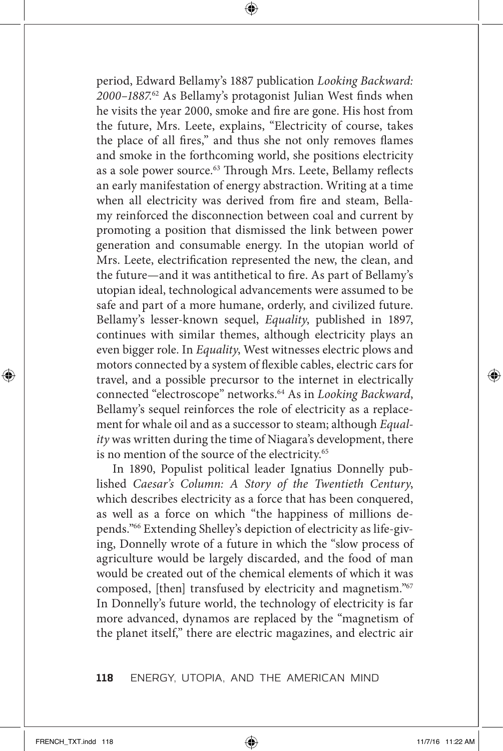period, Edward Bellamy's 1887 publication *Looking Backward: 2000–1887*.[62] As Bellamy's protagonist Julian West finds when he visits the year 2000, smoke and fire are gone. His host from the future, Mrs. Leete, explains, "Electricity of course, takes the place of all fires," and thus she not only removes flames and smoke in the forthcoming world, she positions electricity as a sole power source.[63] Through Mrs. Leete, Bellamy reflects an early manifestation of energy abstraction. Writing at a time when all electricity was derived from fire and steam, Bellamy reinforced the disconnection between coal and current by promoting a position that dismissed the link between power generation and consumable energy. In the utopian world of Mrs. Leete, electrification represented the new, the clean, and the future—and it was antithetical to fire. As part of Bellamy's utopian ideal, technological advancements were assumed to be safe and part of a more humane, orderly, and civilized future. Bellamy's lesser-known sequel, *Equality*, published in 1897, continues with similar themes, although electricity plays an even bigger role. In *Equality*, West witnesses electric plows and motors connected by a system of flexible cables, electric cars for travel, and a possible precursor to the internet in electrically connected "electroscope" networks.[64] As in *Looking Backward*, Bellamy's sequel reinforces the role of electricity as a replacement for whale oil and as a successor to steam; although *Equality* was written during the time of Niagara's development, there is no mention of the source of the electricity.[65]

In 1890, Populist political leader Ignatius Donnelly published *Caesar's Column: A Story of the Twentieth Century*, which describes electricity as a force that has been conquered, as well as a force on which "the happiness of millions depends."[66] Extending Shelley's depiction of electricity as life-giving, Donnelly wrote of a future in which the "slow process of agriculture would be largely discarded, and the food of man would be created out of the chemical elements of which it was composed, [then] transfused by electricity and magnetism."[67] In Donnelly's future world, the technology of electricity is far more advanced, dynamos are replaced by the "magnetism of the planet itself," there are electric magazines, and electric air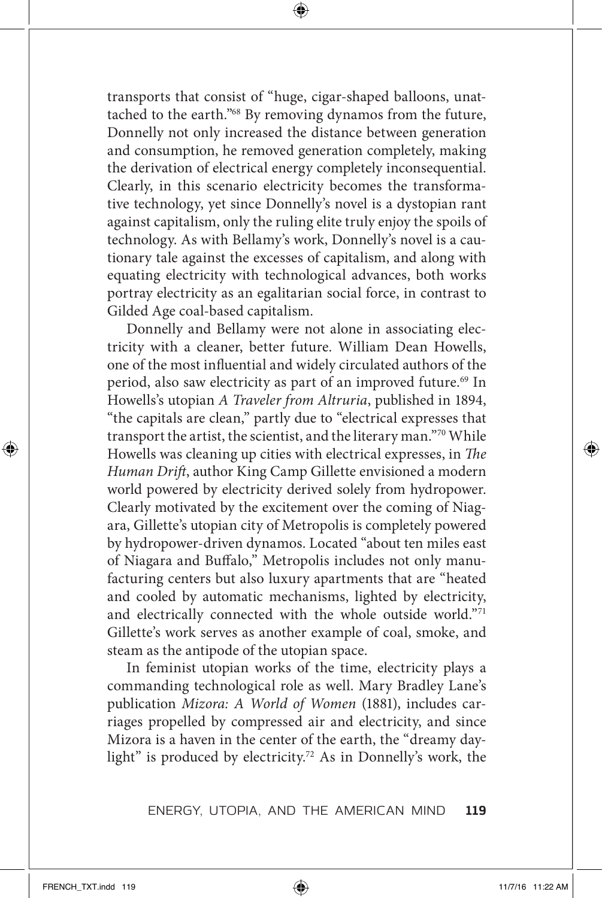transports that consist of "huge, cigar-shaped balloons, unattached to the earth."[68] By removing dynamos from the future, Donnelly not only increased the distance between generation and consumption, he removed generation completely, making the derivation of electrical energy completely inconsequential. Clearly, in this scenario electricity becomes the transformative technology, yet since Donnelly's novel is a dystopian rant against capitalism, only the ruling elite truly enjoy the spoils of technology. As with Bellamy's work, Donnelly's novel is a cautionary tale against the excesses of capitalism, and along with equating electricity with technological advances, both works portray electricity as an egalitarian social force, in contrast to Gilded Age coal-based capitalism.

Donnelly and Bellamy were not alone in associating electricity with a cleaner, better future. William Dean Howells, one of the most influential and widely circulated authors of the period, also saw electricity as part of an improved future.[69] In Howells's utopian *A Traveler from Altruria*, published in 1894, "the capitals are clean," partly due to "electrical expresses that transport the artist, the scientist, and the literary man."[70] While Howells was cleaning up cities with electrical expresses, in *The Human Drift*, author King Camp Gillette envisioned a modern world powered by electricity derived solely from hydropower. Clearly motivated by the excitement over the coming of Niagara, Gillette's utopian city of Metropolis is completely powered by hydropower-driven dynamos. Located "about ten miles east of Niagara and Buffalo," Metropolis includes not only manufacturing centers but also luxury apartments that are "heated and cooled by automatic mechanisms, lighted by electricity, and electrically connected with the whole outside world."[71] Gillette's work serves as another example of coal, smoke, and steam as the antipode of the utopian space.

In feminist utopian works of the time, electricity plays a commanding technological role as well. Mary Bradley Lane's publication *Mizora: A World of Women* (1881), includes carriages propelled by compressed air and electricity, and since Mizora is a haven in the center of the earth, the "dreamy daylight" is produced by electricity.[72] As in Donnelly's work, the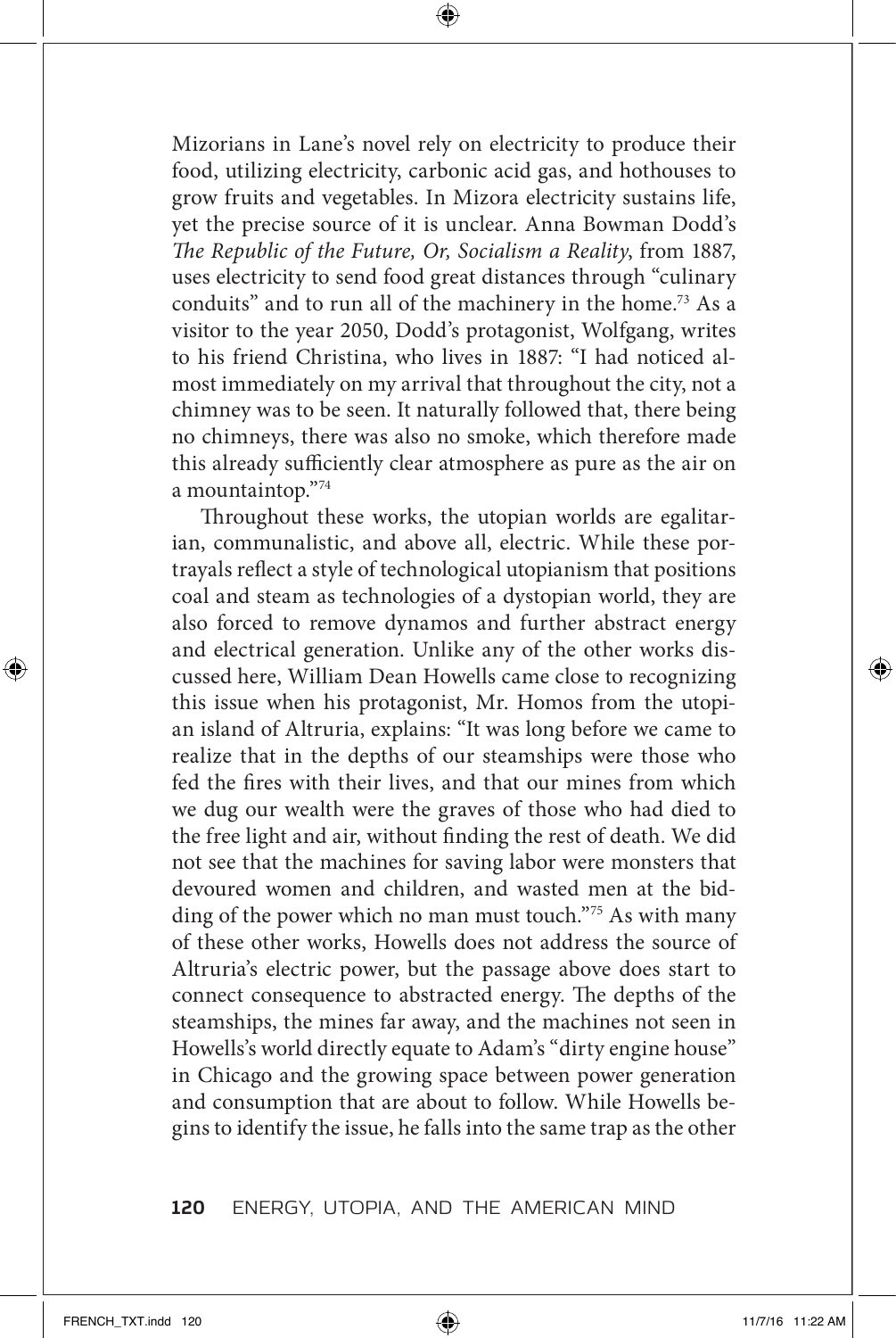Mizorians in Lane's novel rely on electricity to produce their food, utilizing electricity, carbonic acid gas, and hothouses to grow fruits and vegetables. In Mizora electricity sustains life, yet the precise source of it is unclear. Anna Bowman Dodd's *The Republic of the Future, Or, Socialism a Reality*, from 1887, uses electricity to send food great distances through "culinary conduits" and to run all of the machinery in the home.[73] As a visitor to the year 2050, Dodd's protagonist, Wolfgang, writes to his friend Christina, who lives in 1887: "I had noticed almost immediately on my arrival that throughout the city, not a chimney was to be seen. It naturally followed that, there being no chimneys, there was also no smoke, which therefore made this already sufficiently clear atmosphere as pure as the air on a mountaintop."[74]

Throughout these works, the utopian worlds are egalitarian, communalistic, and above all, electric. While these portrayals reflect a style of technological utopianism that positions coal and steam as technologies of a dystopian world, they are also forced to remove dynamos and further abstract energy and electrical generation. Unlike any of the other works discussed here, William Dean Howells came close to recognizing this issue when his protagonist, Mr. Homos from the utopian island of Altruria, explains: "It was long before we came to realize that in the depths of our steamships were those who fed the fires with their lives, and that our mines from which we dug our wealth were the graves of those who had died to the free light and air, without finding the rest of death. We did not see that the machines for saving labor were monsters that devoured women and children, and wasted men at the bidding of the power which no man must touch."[75] As with many of these other works, Howells does not address the source of Altruria's electric power, but the passage above does start to connect consequence to abstracted energy. The depths of the steamships, the mines far away, and the machines not seen in Howells's world directly equate to Adam's "dirty engine house" in Chicago and the growing space between power generation and consumption that are about to follow. While Howells begins to identify the issue, he falls into the same trap as the other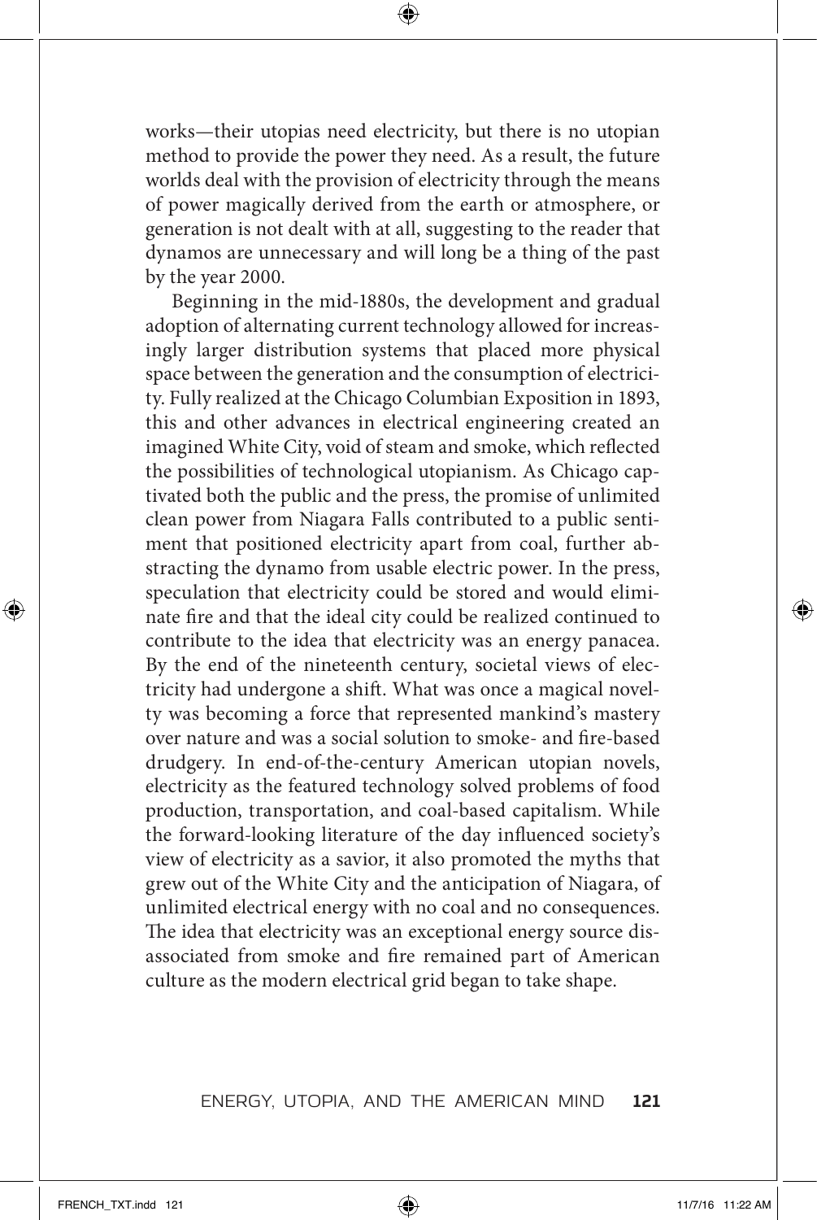works—their utopias need electricity, but there is no utopian method to provide the power they need. As a result, the future worlds deal with the provision of electricity through the means of power magically derived from the earth or atmosphere, or generation is not dealt with at all, suggesting to the reader that dynamos are unnecessary and will long be a thing of the past by the year 2000.

Beginning in the mid-1880s, the development and gradual adoption of alternating current technology allowed for increasingly larger distribution systems that placed more physical space between the generation and the consumption of electricity. Fully realized at the Chicago Columbian Exposition in 1893, this and other advances in electrical engineering created an imagined White City, void of steam and smoke, which reflected the possibilities of technological utopianism. As Chicago captivated both the public and the press, the promise of unlimited clean power from Niagara Falls contributed to a public sentiment that positioned electricity apart from coal, further abstracting the dynamo from usable electric power. In the press, speculation that electricity could be stored and would eliminate fire and that the ideal city could be realized continued to contribute to the idea that electricity was an energy panacea. By the end of the nineteenth century, societal views of electricity had undergone a shift. What was once a magical novelty was becoming a force that represented mankind's mastery over nature and was a social solution to smoke- and fire-based drudgery. In end-of-the-century American utopian novels, electricity as the featured technology solved problems of food production, transportation, and coal-based capitalism. While the forward-looking literature of the day influenced society's view of electricity as a savior, it also promoted the myths that grew out of the White City and the anticipation of Niagara, of unlimited electrical energy with no coal and no consequences. The idea that electricity was an exceptional energy source disassociated from smoke and fire remained part of American culture as the modern electrical grid began to take shape.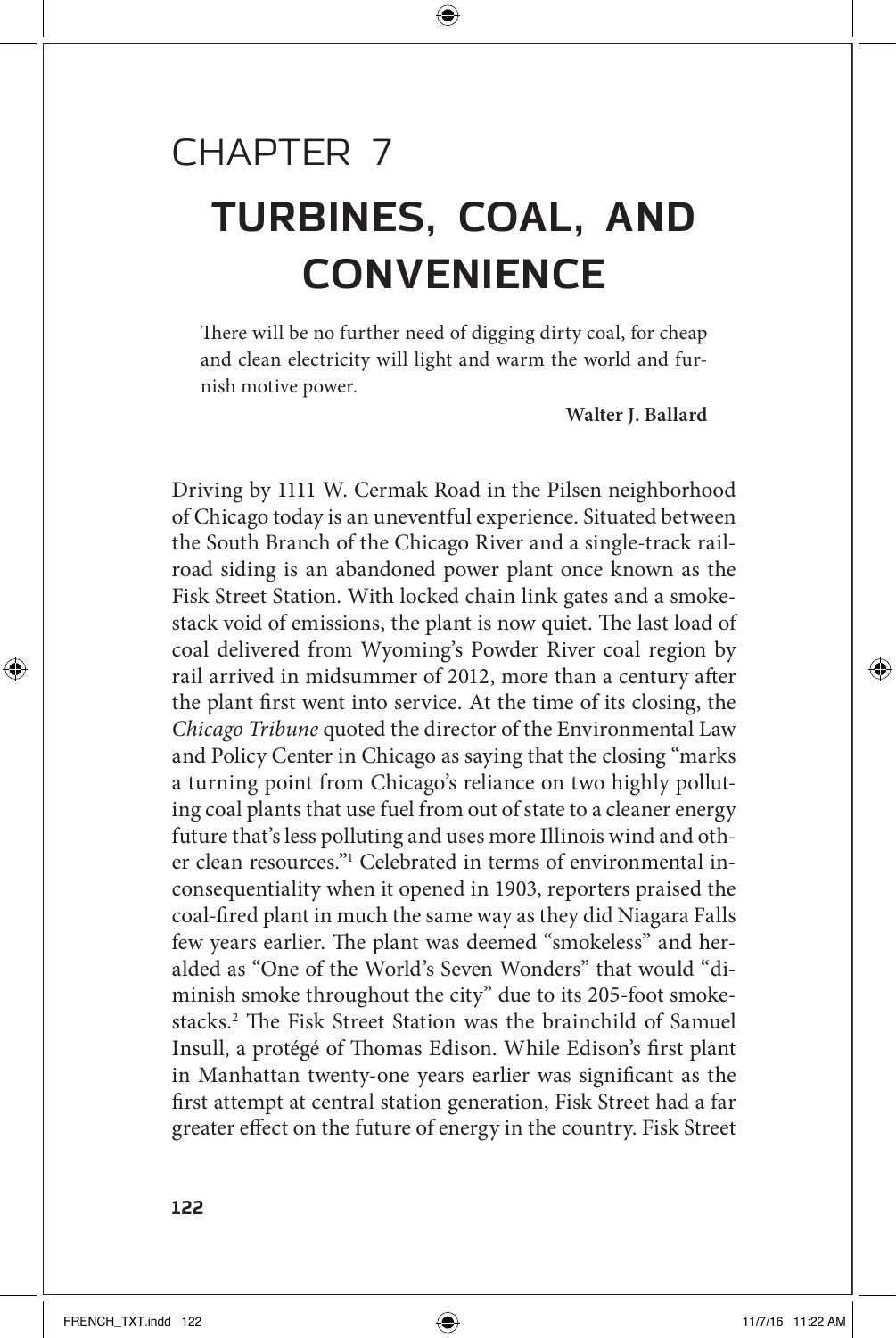# CHAPTER 7

# TURBINES, COAL, AND CONVENIENCE

> There will be no further need of digging dirty coal, for cheap and clean electricity will light and warm the world and furnish motive power.
>
> **Walter J. Ballard**

Driving by 1111 W. Cermak Road in the Pilsen neighborhood of Chicago today is an uneventful experience. Situated between the South Branch of the Chicago River and a single-track railroad siding is an abandoned power plant once known as the Fisk Street Station. With locked chain link gates and a smokestack void of emissions, the plant is now quiet. The last load of coal delivered from Wyoming's Powder River coal region by rail arrived in midsummer of 2012, more than a century after the plant first went into service. At the time of its closing, the *Chicago Tribune* quoted the director of the Environmental Law and Policy Center in Chicago as saying that the closing "marks a turning point from Chicago's reliance on two highly polluting coal plants that use fuel from out of state to a cleaner energy future that's less polluting and uses more Illinois wind and other clean resources."[1] Celebrated in terms of environmental inconsequentiality when it opened in 1903, reporters praised the coal-fired plant in much the same way as they did Niagara Falls few years earlier. The plant was deemed "smokeless" and heralded as "One of the World's Seven Wonders" that would "diminish smoke throughout the city" due to its 205-foot smokestacks.[2] The Fisk Street Station was the brainchild of Samuel Insull, a protégé of Thomas Edison. While Edison's first plant in Manhattan twenty-one years earlier was significant as the first attempt at central station generation, Fisk Street had a far greater effect on the future of energy in the country. Fisk Street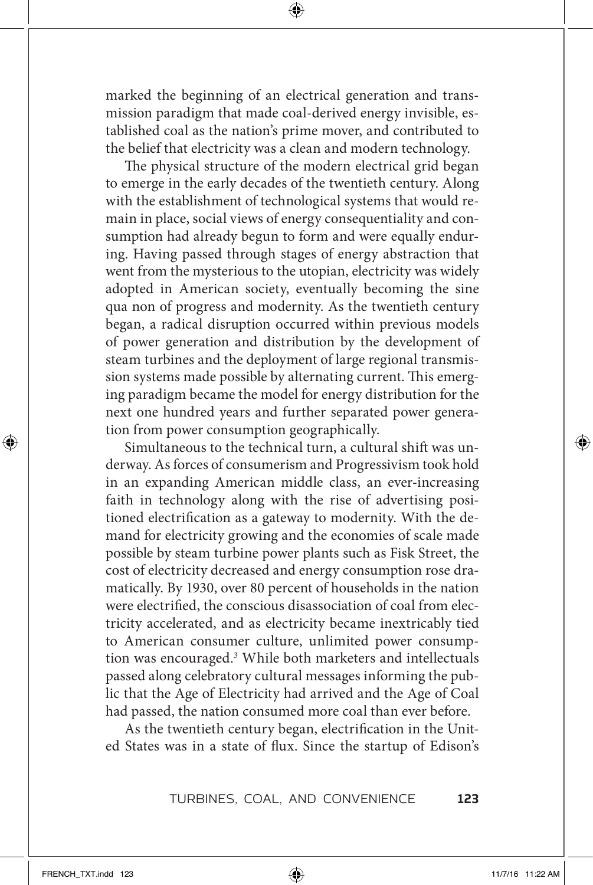marked the beginning of an electrical generation and transmission paradigm that made coal-derived energy invisible, established coal as the nation's prime mover, and contributed to the belief that electricity was a clean and modern technology.

The physical structure of the modern electrical grid began to emerge in the early decades of the twentieth century. Along with the establishment of technological systems that would remain in place, social views of energy consequentiality and consumption had already begun to form and were equally enduring. Having passed through stages of energy abstraction that went from the mysterious to the utopian, electricity was widely adopted in American society, eventually becoming the sine qua non of progress and modernity. As the twentieth century began, a radical disruption occurred within previous models of power generation and distribution by the development of steam turbines and the deployment of large regional transmission systems made possible by alternating current. This emerging paradigm became the model for energy distribution for the next one hundred years and further separated power generation from power consumption geographically.

Simultaneous to the technical turn, a cultural shift was underway. As forces of consumerism and Progressivism took hold in an expanding American middle class, an ever-increasing faith in technology along with the rise of advertising positioned electrification as a gateway to modernity. With the demand for electricity growing and the economies of scale made possible by steam turbine power plants such as Fisk Street, the cost of electricity decreased and energy consumption rose dramatically. By 1930, over 80 percent of households in the nation were electrified, the conscious disassociation of coal from electricity accelerated, and as electricity became inextricably tied to American consumer culture, unlimited power consumption was encouraged.[3] While both marketers and intellectuals passed along celebratory cultural messages informing the public that the Age of Electricity had arrived and the Age of Coal had passed, the nation consumed more coal than ever before.

As the twentieth century began, electrification in the United States was in a state of flux. Since the startup of Edison's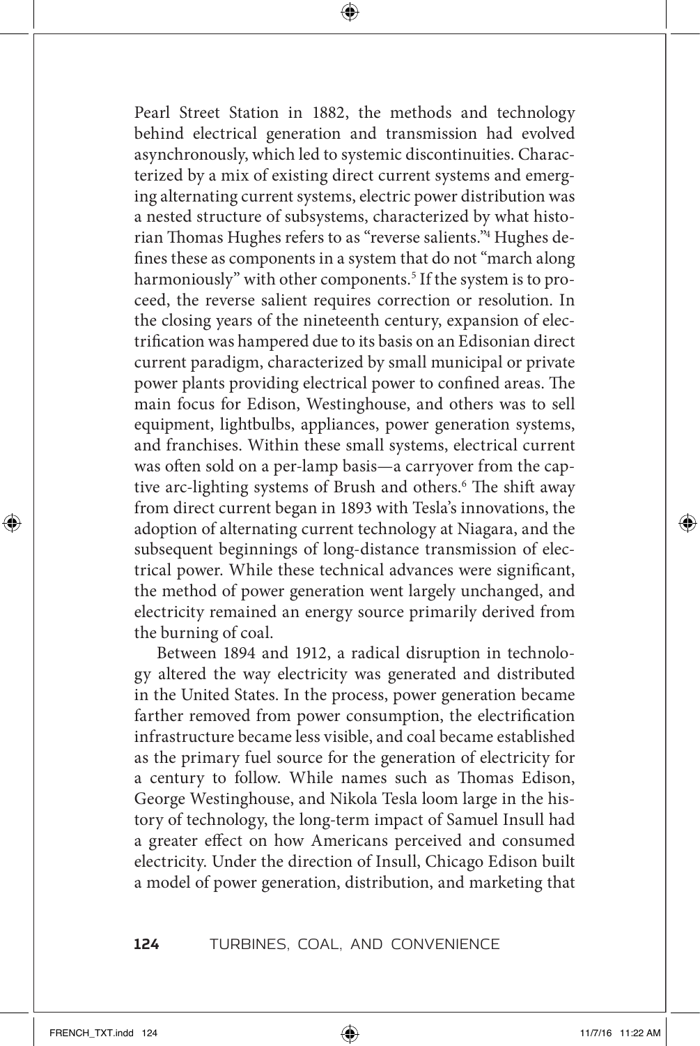Pearl Street Station in 1882, the methods and technology behind electrical generation and transmission had evolved asynchronously, which led to systemic discontinuities. Characterized by a mix of existing direct current systems and emerging alternating current systems, electric power distribution was a nested structure of subsystems, characterized by what historian Thomas Hughes refers to as "reverse salients."[4] Hughes defines these as components in a system that do not "march along harmoniously" with other components.[5] If the system is to proceed, the reverse salient requires correction or resolution. In the closing years of the nineteenth century, expansion of electrification was hampered due to its basis on an Edisonian direct current paradigm, characterized by small municipal or private power plants providing electrical power to confined areas. The main focus for Edison, Westinghouse, and others was to sell equipment, lightbulbs, appliances, power generation systems, and franchises. Within these small systems, electrical current was often sold on a per-lamp basis—a carryover from the captive arc-lighting systems of Brush and others.[6] The shift away from direct current began in 1893 with Tesla's innovations, the adoption of alternating current technology at Niagara, and the subsequent beginnings of long-distance transmission of electrical power. While these technical advances were significant, the method of power generation went largely unchanged, and electricity remained an energy source primarily derived from the burning of coal.

Between 1894 and 1912, a radical disruption in technology altered the way electricity was generated and distributed in the United States. In the process, power generation became farther removed from power consumption, the electrification infrastructure became less visible, and coal became established as the primary fuel source for the generation of electricity for a century to follow. While names such as Thomas Edison, George Westinghouse, and Nikola Tesla loom large in the history of technology, the long-term impact of Samuel Insull had a greater effect on how Americans perceived and consumed electricity. Under the direction of Insull, Chicago Edison built a model of power generation, distribution, and marketing that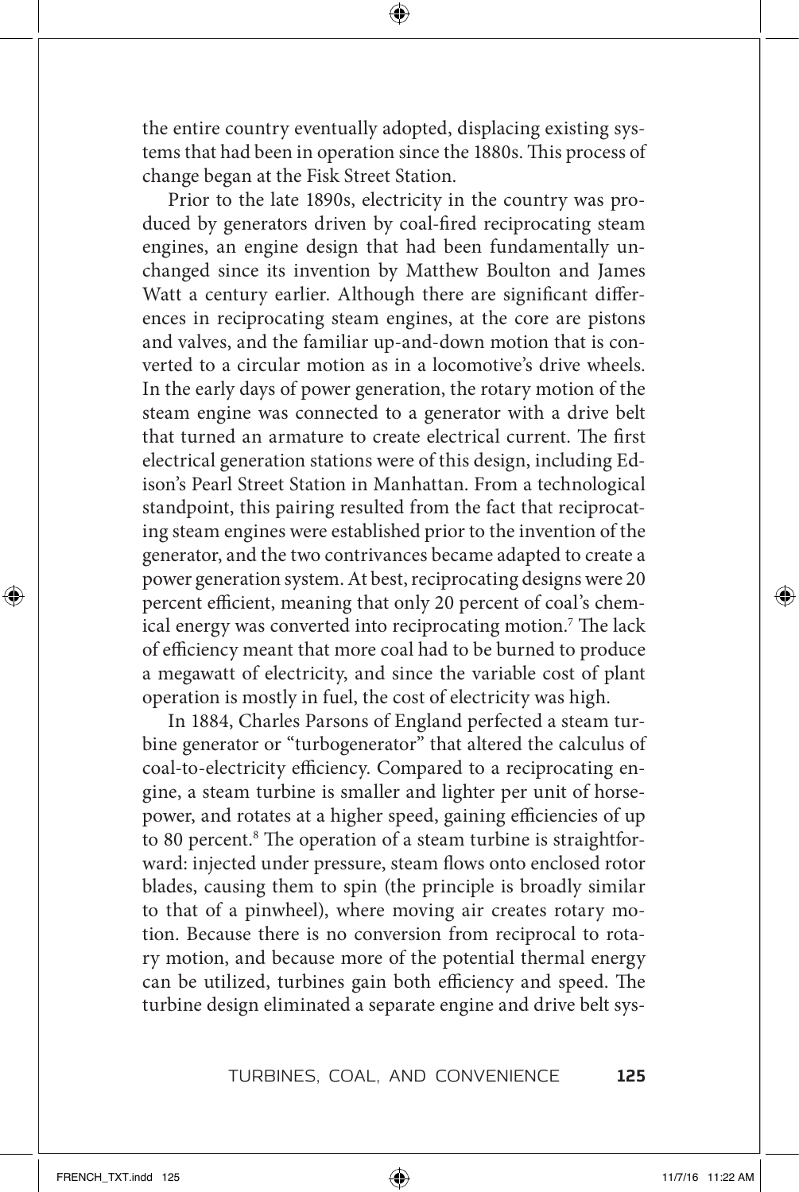the entire country eventually adopted, displacing existing systems that had been in operation since the 1880s. This process of change began at the Fisk Street Station.

Prior to the late 1890s, electricity in the country was produced by generators driven by coal-fired reciprocating steam engines, an engine design that had been fundamentally unchanged since its invention by Matthew Boulton and James Watt a century earlier. Although there are significant differences in reciprocating steam engines, at the core are pistons and valves, and the familiar up-and-down motion that is converted to a circular motion as in a locomotive's drive wheels. In the early days of power generation, the rotary motion of the steam engine was connected to a generator with a drive belt that turned an armature to create electrical current. The first electrical generation stations were of this design, including Edison's Pearl Street Station in Manhattan. From a technological standpoint, this pairing resulted from the fact that reciprocating steam engines were established prior to the invention of the generator, and the two contrivances became adapted to create a power generation system. At best, reciprocating designs were 20 percent efficient, meaning that only 20 percent of coal's chemical energy was converted into reciprocating motion.[7] The lack of efficiency meant that more coal had to be burned to produce a megawatt of electricity, and since the variable cost of plant operation is mostly in fuel, the cost of electricity was high.

In 1884, Charles Parsons of England perfected a steam turbine generator or "turbogenerator" that altered the calculus of coal-to-electricity efficiency. Compared to a reciprocating engine, a steam turbine is smaller and lighter per unit of horsepower, and rotates at a higher speed, gaining efficiencies of up to 80 percent.[8] The operation of a steam turbine is straightforward: injected under pressure, steam flows onto enclosed rotor blades, causing them to spin (the principle is broadly similar to that of a pinwheel), where moving air creates rotary motion. Because there is no conversion from reciprocal to rotary motion, and because more of the potential thermal energy can be utilized, turbines gain both efficiency and speed. The turbine design eliminated a separate engine and drive belt sys-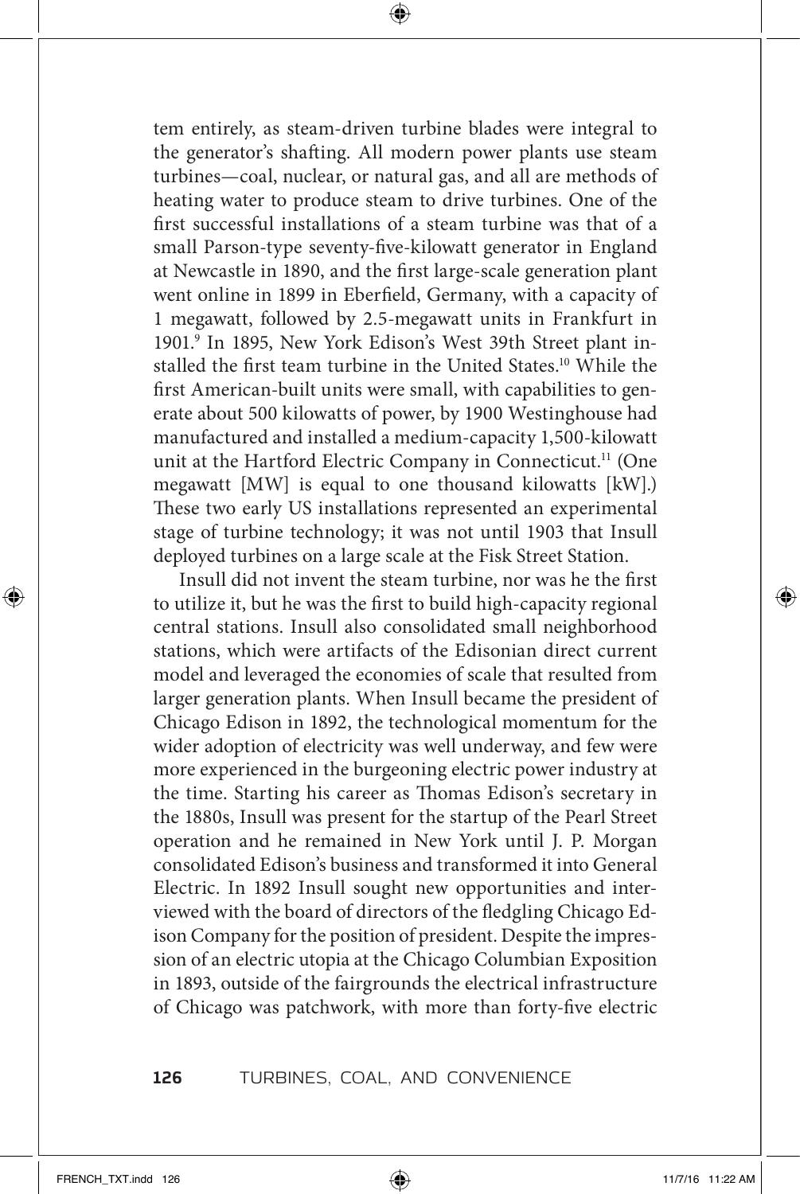tem entirely, as steam-driven turbine blades were integral to the generator's shafting. All modern power plants use steam turbines—coal, nuclear, or natural gas, and all are methods of heating water to produce steam to drive turbines. One of the first successful installations of a steam turbine was that of a small Parson-type seventy-five-kilowatt generator in England at Newcastle in 1890, and the first large-scale generation plant went online in 1899 in Eberfield, Germany, with a capacity of 1 megawatt, followed by 2.5-megawatt units in Frankfurt in 1901.[9] In 1895, New York Edison's West 39th Street plant installed the first team turbine in the United States.[10] While the first American-built units were small, with capabilities to generate about 500 kilowatts of power, by 1900 Westinghouse had manufactured and installed a medium-capacity 1,500-kilowatt unit at the Hartford Electric Company in Connecticut.[11] (One megawatt [MW] is equal to one thousand kilowatts [kW].) These two early US installations represented an experimental stage of turbine technology; it was not until 1903 that Insull deployed turbines on a large scale at the Fisk Street Station.

Insull did not invent the steam turbine, nor was he the first to utilize it, but he was the first to build high-capacity regional central stations. Insull also consolidated small neighborhood stations, which were artifacts of the Edisonian direct current model and leveraged the economies of scale that resulted from larger generation plants. When Insull became the president of Chicago Edison in 1892, the technological momentum for the wider adoption of electricity was well underway, and few were more experienced in the burgeoning electric power industry at the time. Starting his career as Thomas Edison's secretary in the 1880s, Insull was present for the startup of the Pearl Street operation and he remained in New York until J. P. Morgan consolidated Edison's business and transformed it into General Electric. In 1892 Insull sought new opportunities and interviewed with the board of directors of the fledgling Chicago Edison Company for the position of president. Despite the impression of an electric utopia at the Chicago Columbian Exposition in 1893, outside of the fairgrounds the electrical infrastructure of Chicago was patchwork, with more than forty-five electric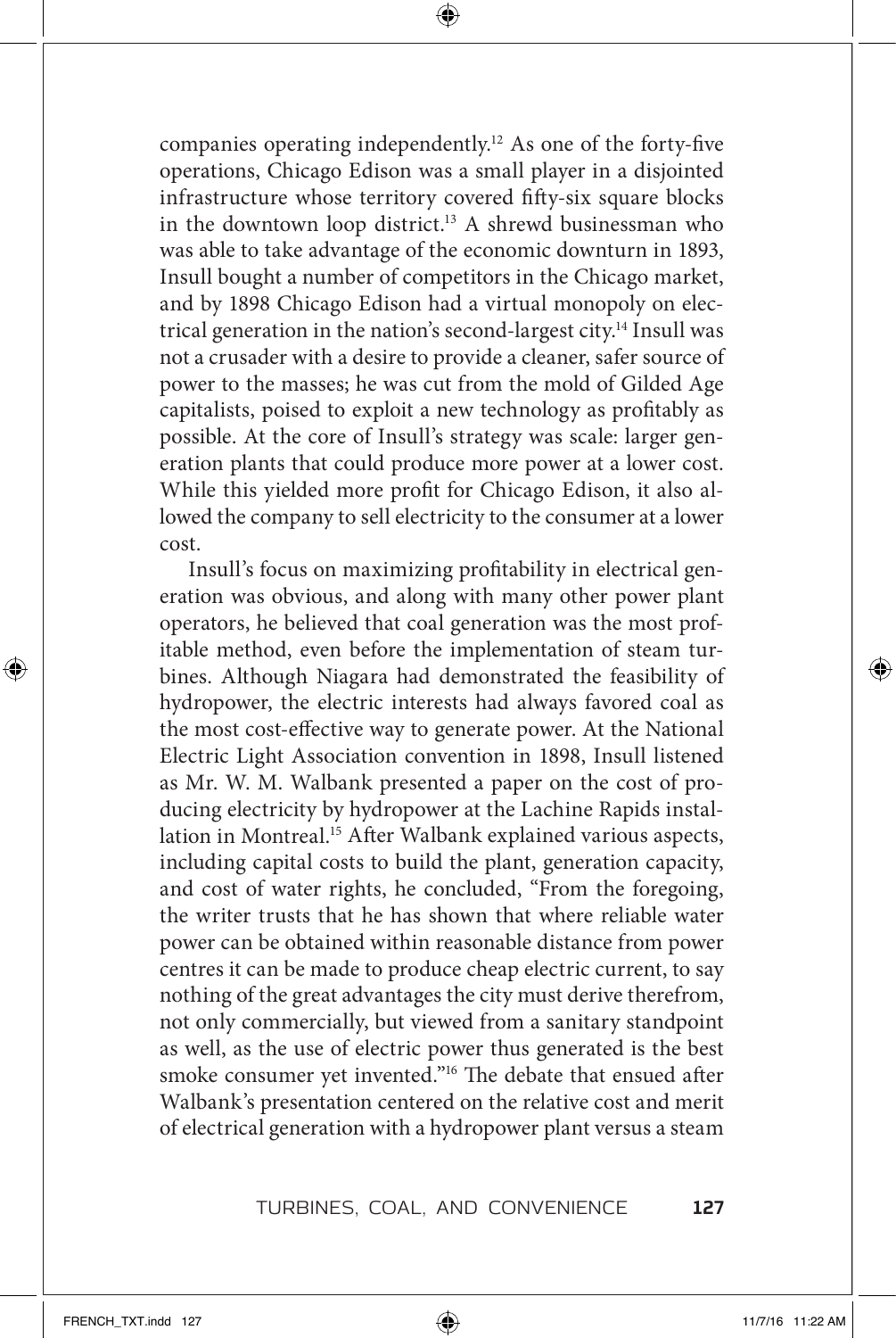companies operating independently.[12] As one of the forty-five operations, Chicago Edison was a small player in a disjointed infrastructure whose territory covered fifty-six square blocks in the downtown loop district.[13] A shrewd businessman who was able to take advantage of the economic downturn in 1893, Insull bought a number of competitors in the Chicago market, and by 1898 Chicago Edison had a virtual monopoly on electrical generation in the nation's second-largest city.[14] Insull was not a crusader with a desire to provide a cleaner, safer source of power to the masses; he was cut from the mold of Gilded Age capitalists, poised to exploit a new technology as profitably as possible. At the core of Insull's strategy was scale: larger generation plants that could produce more power at a lower cost. While this yielded more profit for Chicago Edison, it also allowed the company to sell electricity to the consumer at a lower cost.

Insull's focus on maximizing profitability in electrical generation was obvious, and along with many other power plant operators, he believed that coal generation was the most profitable method, even before the implementation of steam turbines. Although Niagara had demonstrated the feasibility of hydropower, the electric interests had always favored coal as the most cost-effective way to generate power. At the National Electric Light Association convention in 1898, Insull listened as Mr. W. M. Walbank presented a paper on the cost of producing electricity by hydropower at the Lachine Rapids installation in Montreal.[15] After Walbank explained various aspects, including capital costs to build the plant, generation capacity, and cost of water rights, he concluded, "From the foregoing, the writer trusts that he has shown that where reliable water power can be obtained within reasonable distance from power centres it can be made to produce cheap electric current, to say nothing of the great advantages the city must derive therefrom, not only commercially, but viewed from a sanitary standpoint as well, as the use of electric power thus generated is the best smoke consumer yet invented."[16] The debate that ensued after Walbank's presentation centered on the relative cost and merit of electrical generation with a hydropower plant versus a steam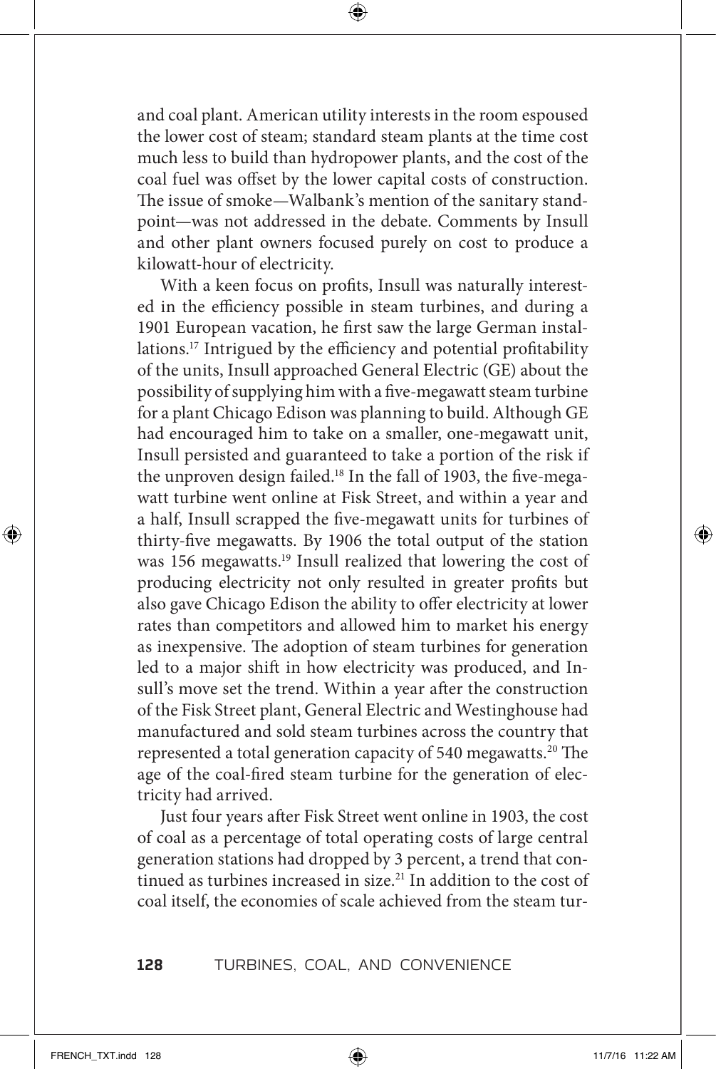and coal plant. American utility interests in the room espoused the lower cost of steam; standard steam plants at the time cost much less to build than hydropower plants, and the cost of the coal fuel was offset by the lower capital costs of construction. The issue of smoke—Walbank's mention of the sanitary standpoint—was not addressed in the debate. Comments by Insull and other plant owners focused purely on cost to produce a kilowatt-hour of electricity.

With a keen focus on profits, Insull was naturally interested in the efficiency possible in steam turbines, and during a 1901 European vacation, he first saw the large German installations.[17] Intrigued by the efficiency and potential profitability of the units, Insull approached General Electric (GE) about the possibility of supplying him with a five-megawatt steam turbine for a plant Chicago Edison was planning to build. Although GE had encouraged him to take on a smaller, one-megawatt unit, Insull persisted and guaranteed to take a portion of the risk if the unproven design failed.[18] In the fall of 1903, the five-megawatt turbine went online at Fisk Street, and within a year and a half, Insull scrapped the five-megawatt units for turbines of thirty-five megawatts. By 1906 the total output of the station was 156 megawatts.[19] Insull realized that lowering the cost of producing electricity not only resulted in greater profits but also gave Chicago Edison the ability to offer electricity at lower rates than competitors and allowed him to market his energy as inexpensive. The adoption of steam turbines for generation led to a major shift in how electricity was produced, and Insull's move set the trend. Within a year after the construction of the Fisk Street plant, General Electric and Westinghouse had manufactured and sold steam turbines across the country that represented a total generation capacity of 540 megawatts.[20] The age of the coal-fired steam turbine for the generation of electricity had arrived.

Just four years after Fisk Street went online in 1903, the cost of coal as a percentage of total operating costs of large central generation stations had dropped by 3 percent, a trend that continued as turbines increased in size.[21] In addition to the cost of coal itself, the economies of scale achieved from the steam tur-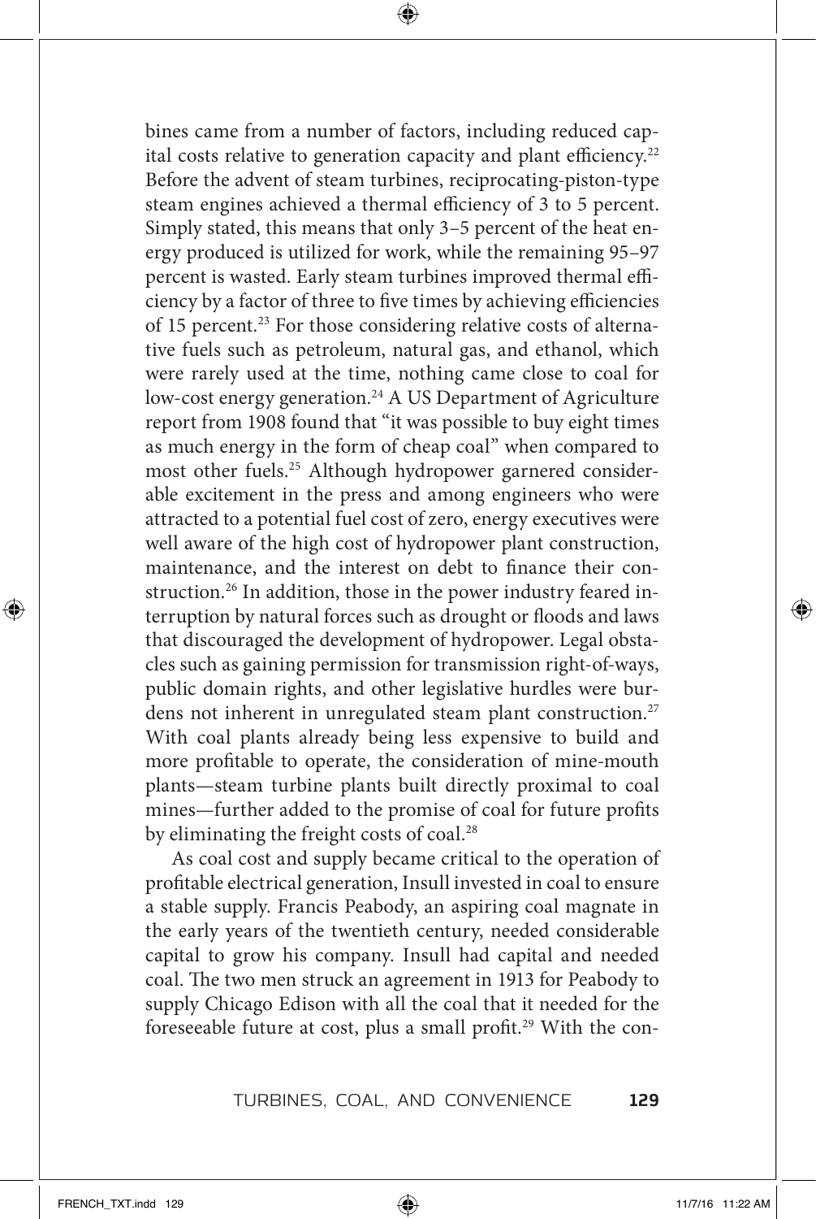bines came from a number of factors, including reduced capital costs relative to generation capacity and plant efficiency.[22] Before the advent of steam turbines, reciprocating-piston-type steam engines achieved a thermal efficiency of 3 to 5 percent. Simply stated, this means that only 3–5 percent of the heat energy produced is utilized for work, while the remaining 95–97 percent is wasted. Early steam turbines improved thermal efficiency by a factor of three to five times by achieving efficiencies of 15 percent.[23] For those considering relative costs of alternative fuels such as petroleum, natural gas, and ethanol, which were rarely used at the time, nothing came close to coal for low-cost energy generation.[24] A US Department of Agriculture report from 1908 found that "it was possible to buy eight times as much energy in the form of cheap coal" when compared to most other fuels.[25] Although hydropower garnered considerable excitement in the press and among engineers who were attracted to a potential fuel cost of zero, energy executives were well aware of the high cost of hydropower plant construction, maintenance, and the interest on debt to finance their construction.[26] In addition, those in the power industry feared interruption by natural forces such as drought or floods and laws that discouraged the development of hydropower. Legal obstacles such as gaining permission for transmission right-of-ways, public domain rights, and other legislative hurdles were burdens not inherent in unregulated steam plant construction.[27] With coal plants already being less expensive to build and more profitable to operate, the consideration of mine-mouth plants—steam turbine plants built directly proximal to coal mines—further added to the promise of coal for future profits by eliminating the freight costs of coal.[28]

As coal cost and supply became critical to the operation of profitable electrical generation, Insull invested in coal to ensure a stable supply. Francis Peabody, an aspiring coal magnate in the early years of the twentieth century, needed considerable capital to grow his company. Insull had capital and needed coal. The two men struck an agreement in 1913 for Peabody to supply Chicago Edison with all the coal that it needed for the foreseeable future at cost, plus a small profit.[29] With the con-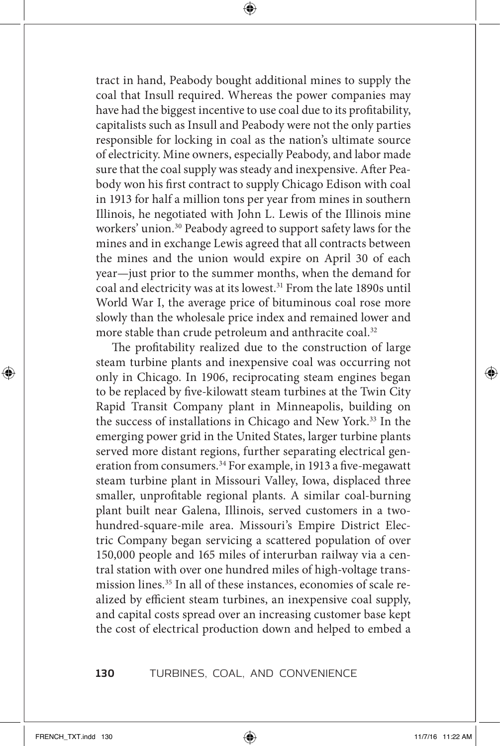tract in hand, Peabody bought additional mines to supply the coal that Insull required. Whereas the power companies may have had the biggest incentive to use coal due to its profitability, capitalists such as Insull and Peabody were not the only parties responsible for locking in coal as the nation's ultimate source of electricity. Mine owners, especially Peabody, and labor made sure that the coal supply was steady and inexpensive. After Peabody won his first contract to supply Chicago Edison with coal in 1913 for half a million tons per year from mines in southern Illinois, he negotiated with John L. Lewis of the Illinois mine workers' union.[30] Peabody agreed to support safety laws for the mines and in exchange Lewis agreed that all contracts between the mines and the union would expire on April 30 of each year—just prior to the summer months, when the demand for coal and electricity was at its lowest.[31] From the late 1890s until World War I, the average price of bituminous coal rose more slowly than the wholesale price index and remained lower and more stable than crude petroleum and anthracite coal.[32]

The profitability realized due to the construction of large steam turbine plants and inexpensive coal was occurring not only in Chicago. In 1906, reciprocating steam engines began to be replaced by five-kilowatt steam turbines at the Twin City Rapid Transit Company plant in Minneapolis, building on the success of installations in Chicago and New York.[33] In the emerging power grid in the United States, larger turbine plants served more distant regions, further separating electrical generation from consumers.[34] For example, in 1913 a five-megawatt steam turbine plant in Missouri Valley, Iowa, displaced three smaller, unprofitable regional plants. A similar coal-burning plant built near Galena, Illinois, served customers in a two-hundred-square-mile area. Missouri's Empire District Electric Company began servicing a scattered population of over 150,000 people and 165 miles of interurban railway via a central station with over one hundred miles of high-voltage transmission lines.[35] In all of these instances, economies of scale realized by efficient steam turbines, an inexpensive coal supply, and capital costs spread over an increasing customer base kept the cost of electrical production down and helped to embed a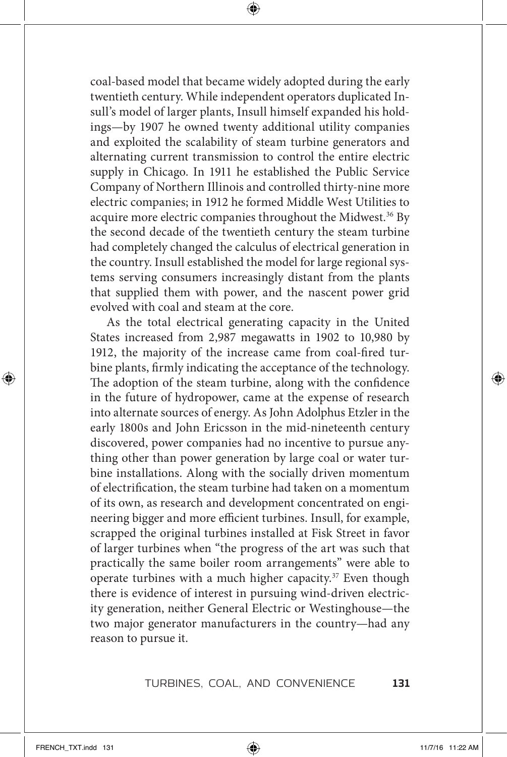coal-based model that became widely adopted during the early twentieth century. While independent operators duplicated Insull's model of larger plants, Insull himself expanded his holdings—by 1907 he owned twenty additional utility companies and exploited the scalability of steam turbine generators and alternating current transmission to control the entire electric supply in Chicago. In 1911 he established the Public Service Company of Northern Illinois and controlled thirty-nine more electric companies; in 1912 he formed Middle West Utilities to acquire more electric companies throughout the Midwest.[36] By the second decade of the twentieth century the steam turbine had completely changed the calculus of electrical generation in the country. Insull established the model for large regional systems serving consumers increasingly distant from the plants that supplied them with power, and the nascent power grid evolved with coal and steam at the core.

As the total electrical generating capacity in the United States increased from 2,987 megawatts in 1902 to 10,980 by 1912, the majority of the increase came from coal-fired turbine plants, firmly indicating the acceptance of the technology. The adoption of the steam turbine, along with the confidence in the future of hydropower, came at the expense of research into alternate sources of energy. As John Adolphus Etzler in the early 1800s and John Ericsson in the mid-nineteenth century discovered, power companies had no incentive to pursue anything other than power generation by large coal or water turbine installations. Along with the socially driven momentum of electrification, the steam turbine had taken on a momentum of its own, as research and development concentrated on engineering bigger and more efficient turbines. Insull, for example, scrapped the original turbines installed at Fisk Street in favor of larger turbines when "the progress of the art was such that practically the same boiler room arrangements" were able to operate turbines with a much higher capacity.[37] Even though there is evidence of interest in pursuing wind-driven electricity generation, neither General Electric or Westinghouse—the two major generator manufacturers in the country—had any reason to pursue it.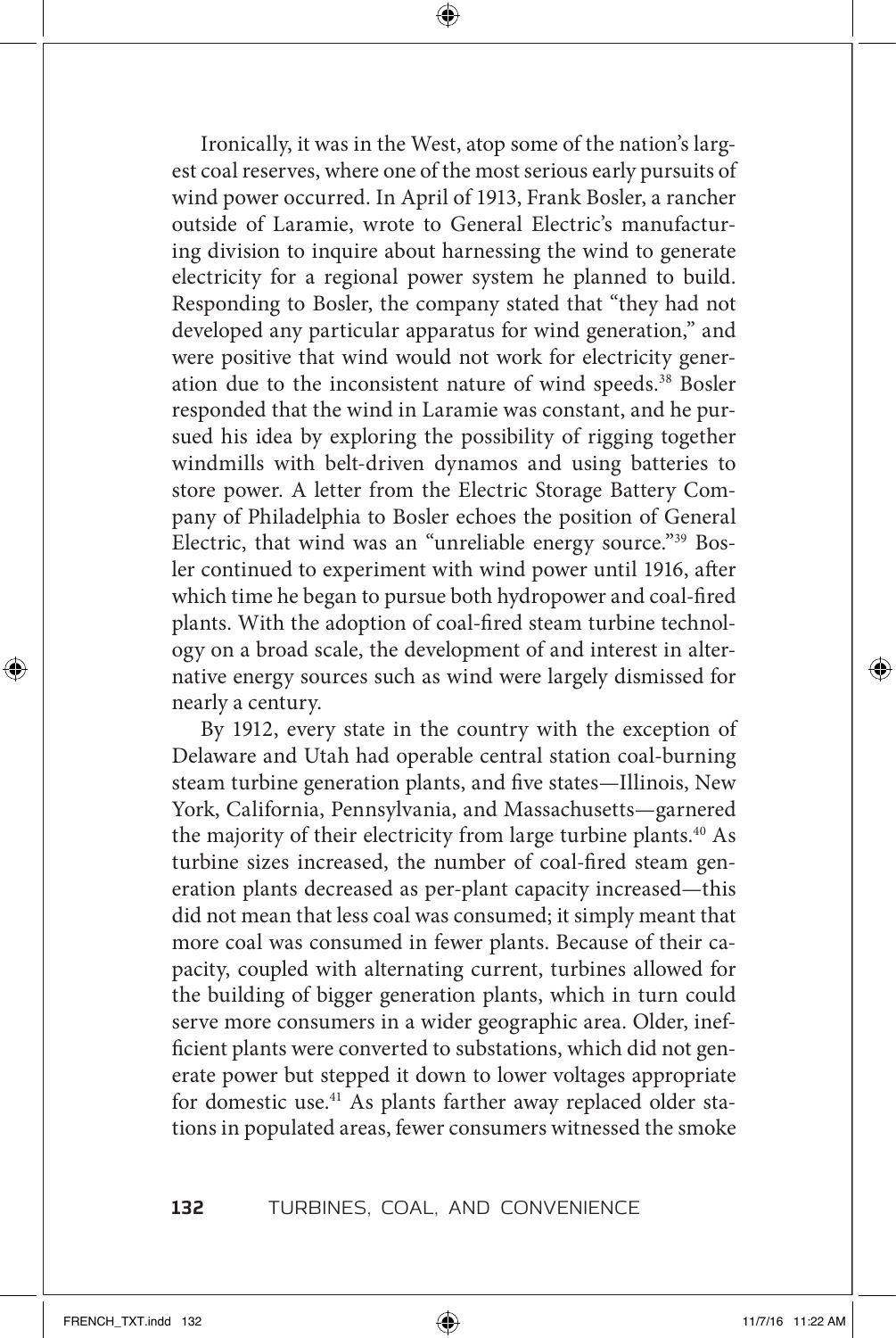Ironically, it was in the West, atop some of the nation's largest coal reserves, where one of the most serious early pursuits of wind power occurred. In April of 1913, Frank Bosler, a rancher outside of Laramie, wrote to General Electric's manufacturing division to inquire about harnessing the wind to generate electricity for a regional power system he planned to build. Responding to Bosler, the company stated that "they had not developed any particular apparatus for wind generation," and were positive that wind would not work for electricity generation due to the inconsistent nature of wind speeds.[38] Bosler responded that the wind in Laramie was constant, and he pursued his idea by exploring the possibility of rigging together windmills with belt-driven dynamos and using batteries to store power. A letter from the Electric Storage Battery Company of Philadelphia to Bosler echoes the position of General Electric, that wind was an "unreliable energy source."[39] Bosler continued to experiment with wind power until 1916, after which time he began to pursue both hydropower and coal-fired plants. With the adoption of coal-fired steam turbine technology on a broad scale, the development of and interest in alternative energy sources such as wind were largely dismissed for nearly a century.

By 1912, every state in the country with the exception of Delaware and Utah had operable central station coal-burning steam turbine generation plants, and five states—Illinois, New York, California, Pennsylvania, and Massachusetts—garnered the majority of their electricity from large turbine plants.[40] As turbine sizes increased, the number of coal-fired steam generation plants decreased as per-plant capacity increased—this did not mean that less coal was consumed; it simply meant that more coal was consumed in fewer plants. Because of their capacity, coupled with alternating current, turbines allowed for the building of bigger generation plants, which in turn could serve more consumers in a wider geographic area. Older, inefficient plants were converted to substations, which did not generate power but stepped it down to lower voltages appropriate for domestic use.[41] As plants farther away replaced older stations in populated areas, fewer consumers witnessed the smoke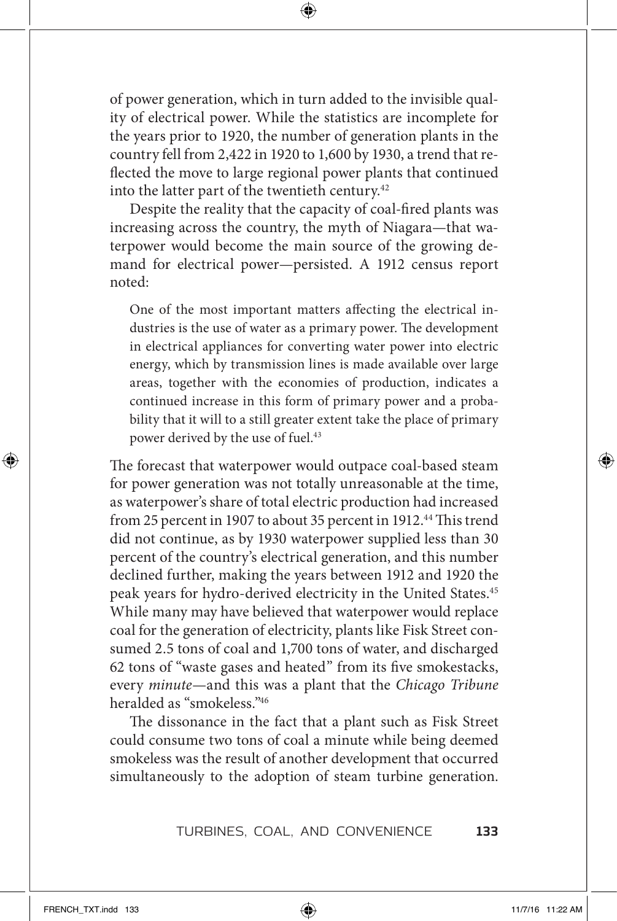of power generation, which in turn added to the invisible quality of electrical power. While the statistics are incomplete for the years prior to 1920, the number of generation plants in the country fell from 2,422 in 1920 to 1,600 by 1930, a trend that reflected the move to large regional power plants that continued into the latter part of the twentieth century.[42]

Despite the reality that the capacity of coal-fired plants was increasing across the country, the myth of Niagara—that waterpower would become the main source of the growing demand for electrical power—persisted. A 1912 census report noted:

> One of the most important matters affecting the electrical industries is the use of water as a primary power. The development in electrical appliances for converting water power into electric energy, which by transmission lines is made available over large areas, together with the economies of production, indicates a continued increase in this form of primary power and a probability that it will to a still greater extent take the place of primary power derived by the use of fuel.[43]

The forecast that waterpower would outpace coal-based steam for power generation was not totally unreasonable at the time, as waterpower's share of total electric production had increased from 25 percent in 1907 to about 35 percent in 1912.[44] This trend did not continue, as by 1930 waterpower supplied less than 30 percent of the country's electrical generation, and this number declined further, making the years between 1912 and 1920 the peak years for hydro-derived electricity in the United States.[45] While many may have believed that waterpower would replace coal for the generation of electricity, plants like Fisk Street consumed 2.5 tons of coal and 1,700 tons of water, and discharged 62 tons of "waste gases and heated" from its five smokestacks, every *minute*—and this was a plant that the *Chicago Tribune* heralded as "smokeless."[46]

The dissonance in the fact that a plant such as Fisk Street could consume two tons of coal a minute while being deemed smokeless was the result of another development that occurred simultaneously to the adoption of steam turbine generation.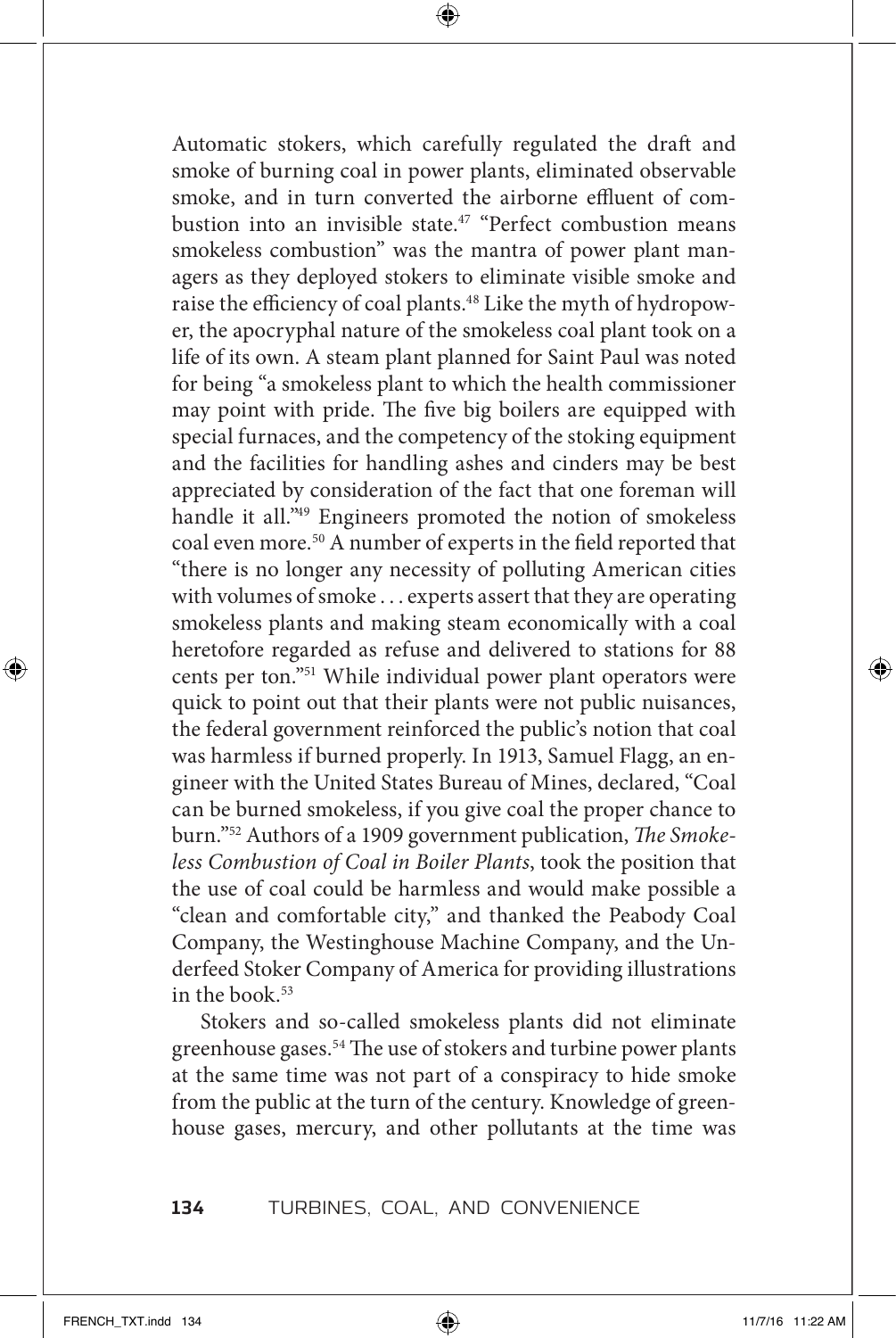Automatic stokers, which carefully regulated the draft and smoke of burning coal in power plants, eliminated observable smoke, and in turn converted the airborne effluent of combustion into an invisible state.[47] "Perfect combustion means smokeless combustion" was the mantra of power plant managers as they deployed stokers to eliminate visible smoke and raise the efficiency of coal plants.[48] Like the myth of hydropower, the apocryphal nature of the smokeless coal plant took on a life of its own. A steam plant planned for Saint Paul was noted for being "a smokeless plant to which the health commissioner may point with pride. The five big boilers are equipped with special furnaces, and the competency of the stoking equipment and the facilities for handling ashes and cinders may be best appreciated by consideration of the fact that one foreman will handle it all."[49] Engineers promoted the notion of smokeless coal even more.[50] A number of experts in the field reported that "there is no longer any necessity of polluting American cities with volumes of smoke . . . experts assert that they are operating smokeless plants and making steam economically with a coal heretofore regarded as refuse and delivered to stations for 88 cents per ton."[51] While individual power plant operators were quick to point out that their plants were not public nuisances, the federal government reinforced the public's notion that coal was harmless if burned properly. In 1913, Samuel Flagg, an engineer with the United States Bureau of Mines, declared, "Coal can be burned smokeless, if you give coal the proper chance to burn."[52] Authors of a 1909 government publication, *The Smokeless Combustion of Coal in Boiler Plants*, took the position that the use of coal could be harmless and would make possible a "clean and comfortable city," and thanked the Peabody Coal Company, the Westinghouse Machine Company, and the Underfeed Stoker Company of America for providing illustrations in the book.[53]

Stokers and so-called smokeless plants did not eliminate greenhouse gases.[54] The use of stokers and turbine power plants at the same time was not part of a conspiracy to hide smoke from the public at the turn of the century. Knowledge of greenhouse gases, mercury, and other pollutants at the time was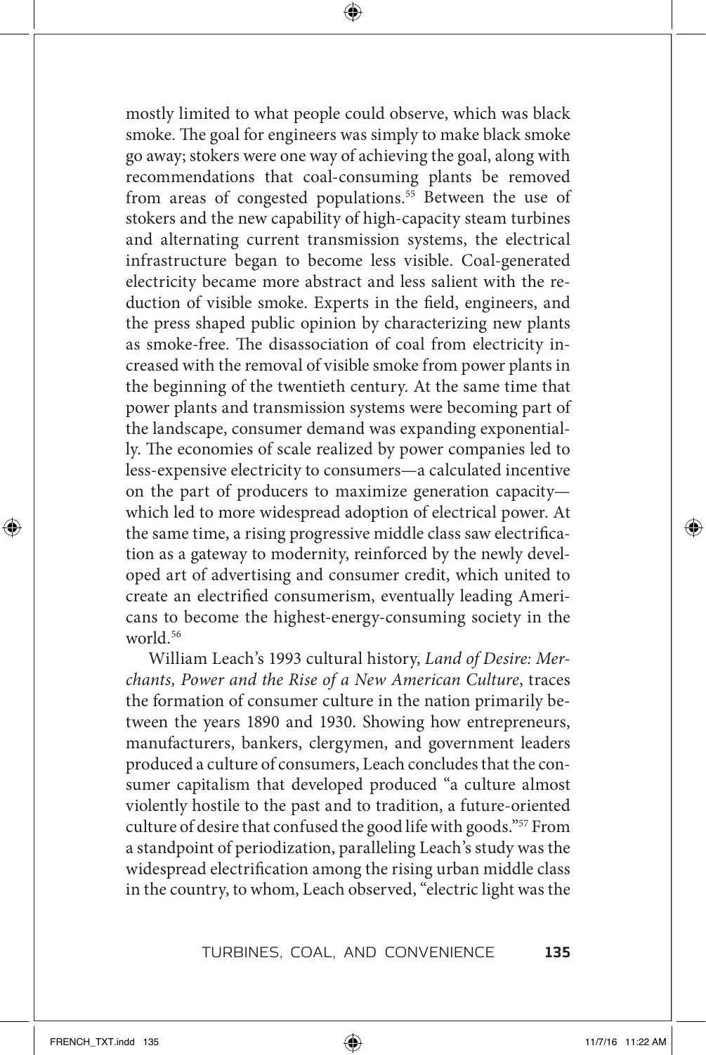mostly limited to what people could observe, which was black smoke. The goal for engineers was simply to make black smoke go away; stokers were one way of achieving the goal, along with recommendations that coal-consuming plants be removed from areas of congested populations.[55] Between the use of stokers and the new capability of high-capacity steam turbines and alternating current transmission systems, the electrical infrastructure began to become less visible. Coal-generated electricity became more abstract and less salient with the reduction of visible smoke. Experts in the field, engineers, and the press shaped public opinion by characterizing new plants as smoke-free. The disassociation of coal from electricity increased with the removal of visible smoke from power plants in the beginning of the twentieth century. At the same time that power plants and transmission systems were becoming part of the landscape, consumer demand was expanding exponentially. The economies of scale realized by power companies led to less-expensive electricity to consumers—a calculated incentive on the part of producers to maximize generation capacity—which led to more widespread adoption of electrical power. At the same time, a rising progressive middle class saw electrification as a gateway to modernity, reinforced by the newly developed art of advertising and consumer credit, which united to create an electrified consumerism, eventually leading Americans to become the highest-energy-consuming society in the world.[56]

William Leach's 1993 cultural history, *Land of Desire: Merchants, Power and the Rise of a New American Culture*, traces the formation of consumer culture in the nation primarily between the years 1890 and 1930. Showing how entrepreneurs, manufacturers, bankers, clergymen, and government leaders produced a culture of consumers, Leach concludes that the consumer capitalism that developed produced "a culture almost violently hostile to the past and to tradition, a future-oriented culture of desire that confused the good life with goods."[57] From a standpoint of periodization, paralleling Leach's study was the widespread electrification among the rising urban middle class in the country, to whom, Leach observed, "electric light was the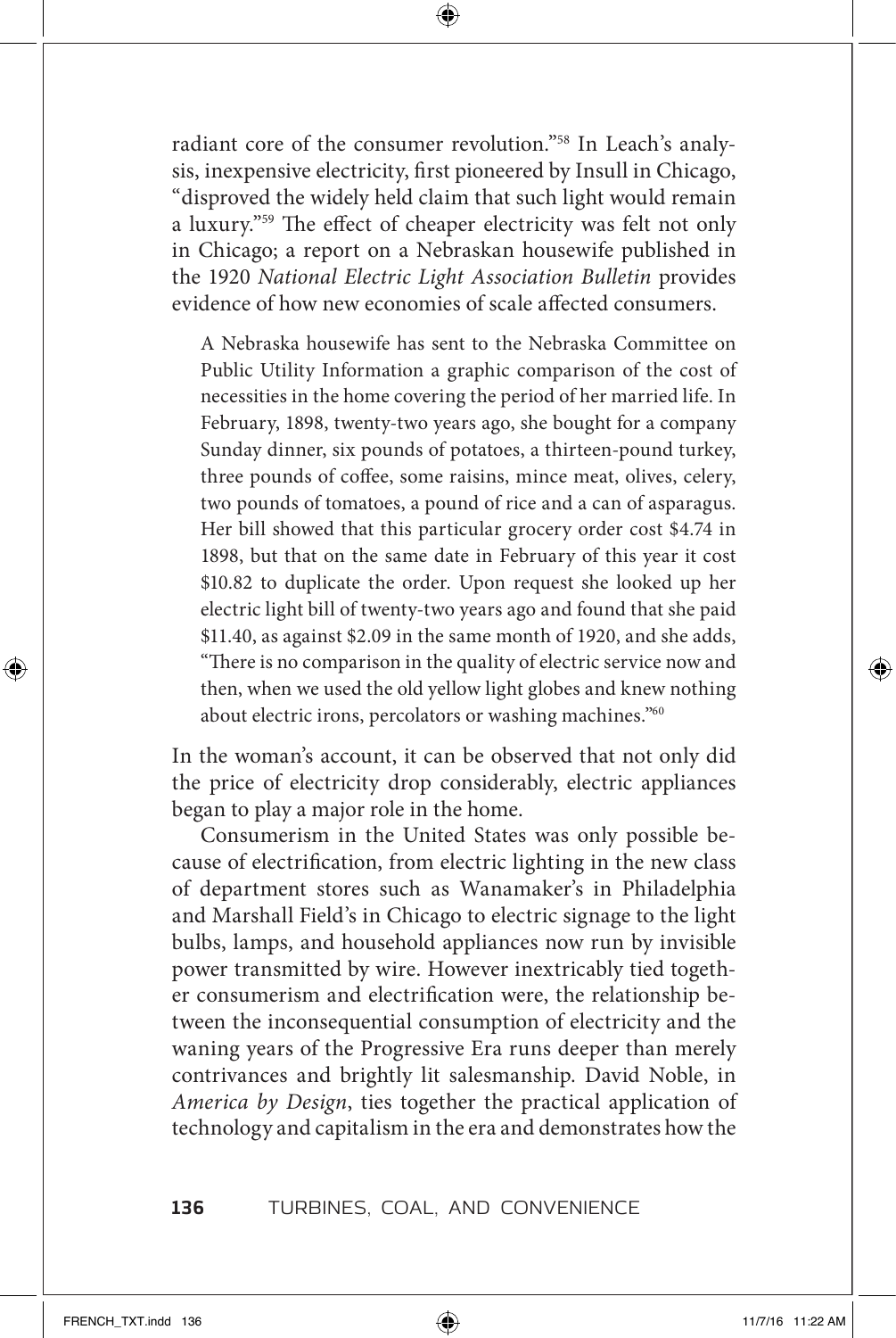radiant core of the consumer revolution."[58] In Leach's analysis, inexpensive electricity, first pioneered by Insull in Chicago, "disproved the widely held claim that such light would remain a luxury."[59] The effect of cheaper electricity was felt not only in Chicago; a report on a Nebraskan housewife published in the 1920 *National Electric Light Association Bulletin* provides evidence of how new economies of scale affected consumers.

> A Nebraska housewife has sent to the Nebraska Committee on Public Utility Information a graphic comparison of the cost of necessities in the home covering the period of her married life. In February, 1898, twenty-two years ago, she bought for a company Sunday dinner, six pounds of potatoes, a thirteen-pound turkey, three pounds of coffee, some raisins, mince meat, olives, celery, two pounds of tomatoes, a pound of rice and a can of asparagus. Her bill showed that this particular grocery order cost $4.74 in 1898, but that on the same date in February of this year it cost $10.82 to duplicate the order. Upon request she looked up her electric light bill of twenty-two years ago and found that she paid $11.40, as against $2.09 in the same month of 1920, and she adds, "There is no comparison in the quality of electric service now and then, when we used the old yellow light globes and knew nothing about electric irons, percolators or washing machines."[60]

In the woman's account, it can be observed that not only did the price of electricity drop considerably, electric appliances began to play a major role in the home.

Consumerism in the United States was only possible because of electrification, from electric lighting in the new class of department stores such as Wanamaker's in Philadelphia and Marshall Field's in Chicago to electric signage to the light bulbs, lamps, and household appliances now run by invisible power transmitted by wire. However inextricably tied together consumerism and electrification were, the relationship between the inconsequential consumption of electricity and the waning years of the Progressive Era runs deeper than merely contrivances and brightly lit salesmanship. David Noble, in *America by Design*, ties together the practical application of technology and capitalism in the era and demonstrates how the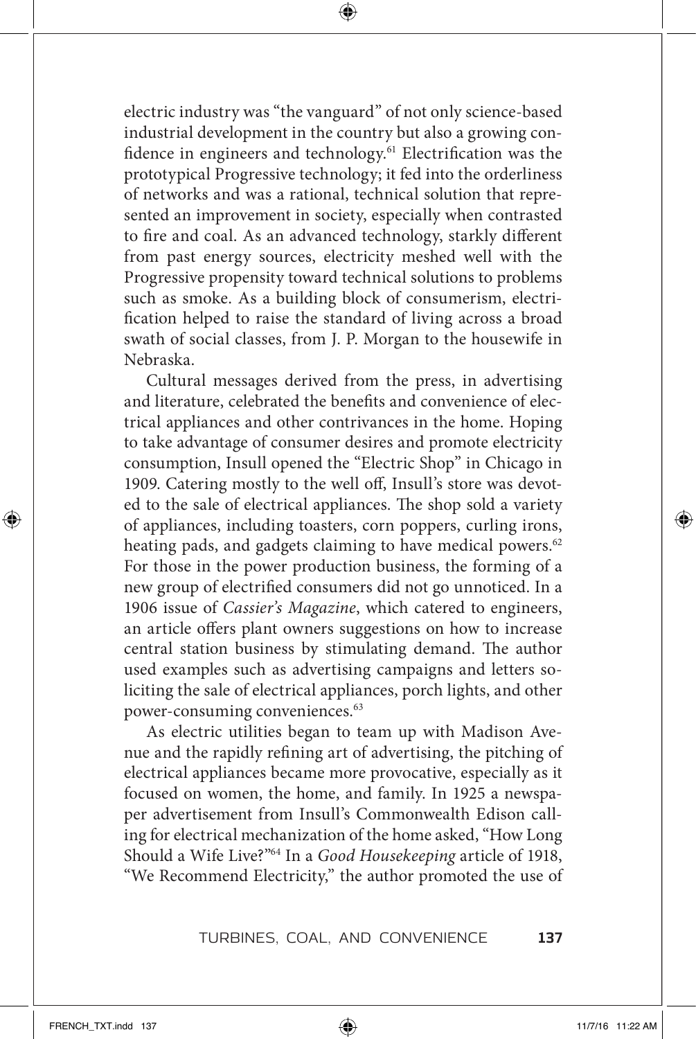electric industry was "the vanguard" of not only science-based industrial development in the country but also a growing confidence in engineers and technology.[61] Electrification was the prototypical Progressive technology; it fed into the orderliness of networks and was a rational, technical solution that represented an improvement in society, especially when contrasted to fire and coal. As an advanced technology, starkly different from past energy sources, electricity meshed well with the Progressive propensity toward technical solutions to problems such as smoke. As a building block of consumerism, electrification helped to raise the standard of living across a broad swath of social classes, from J. P. Morgan to the housewife in Nebraska.

Cultural messages derived from the press, in advertising and literature, celebrated the benefits and convenience of electrical appliances and other contrivances in the home. Hoping to take advantage of consumer desires and promote electricity consumption, Insull opened the "Electric Shop" in Chicago in 1909. Catering mostly to the well off, Insull's store was devoted to the sale of electrical appliances. The shop sold a variety of appliances, including toasters, corn poppers, curling irons, heating pads, and gadgets claiming to have medical powers.[62] For those in the power production business, the forming of a new group of electrified consumers did not go unnoticed. In a 1906 issue of *Cassier's Magazine*, which catered to engineers, an article offers plant owners suggestions on how to increase central station business by stimulating demand. The author used examples such as advertising campaigns and letters soliciting the sale of electrical appliances, porch lights, and other power-consuming conveniences.[63]

As electric utilities began to team up with Madison Avenue and the rapidly refining art of advertising, the pitching of electrical appliances became more provocative, especially as it focused on women, the home, and family. In 1925 a newspaper advertisement from Insull's Commonwealth Edison calling for electrical mechanization of the home asked, "How Long Should a Wife Live?"[64] In a *Good Housekeeping* article of 1918, "We Recommend Electricity," the author promoted the use of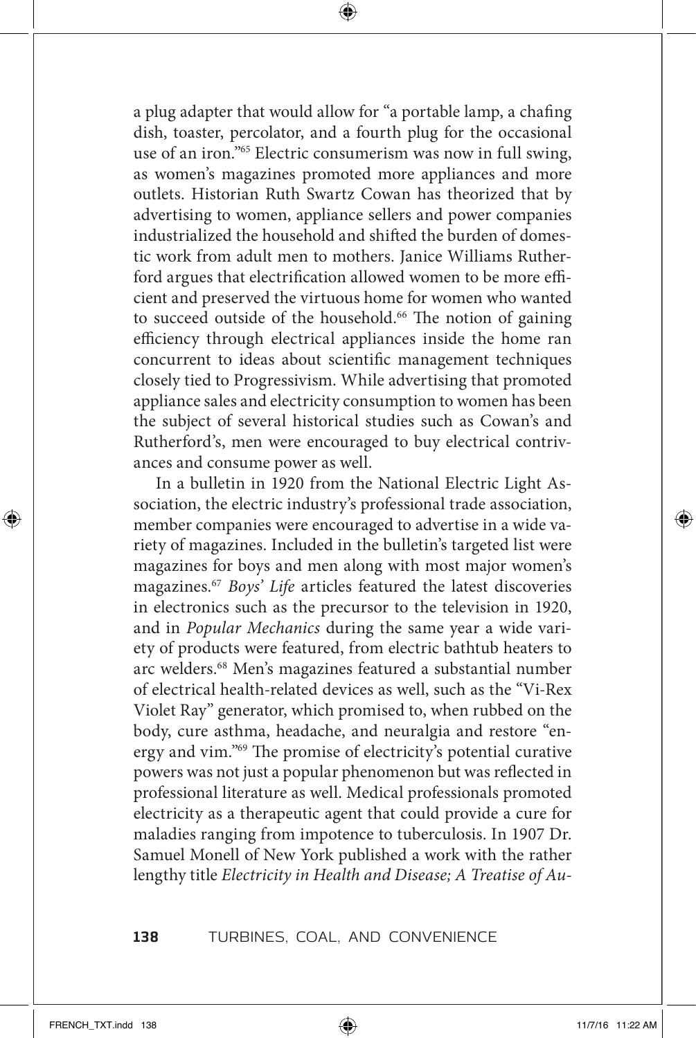a plug adapter that would allow for "a portable lamp, a chafing dish, toaster, percolator, and a fourth plug for the occasional use of an iron."[65] Electric consumerism was now in full swing, as women's magazines promoted more appliances and more outlets. Historian Ruth Swartz Cowan has theorized that by advertising to women, appliance sellers and power companies industrialized the household and shifted the burden of domestic work from adult men to mothers. Janice Williams Rutherford argues that electrification allowed women to be more efficient and preserved the virtuous home for women who wanted to succeed outside of the household.[66] The notion of gaining efficiency through electrical appliances inside the home ran concurrent to ideas about scientific management techniques closely tied to Progressivism. While advertising that promoted appliance sales and electricity consumption to women has been the subject of several historical studies such as Cowan's and Rutherford's, men were encouraged to buy electrical contrivances and consume power as well.

In a bulletin in 1920 from the National Electric Light Association, the electric industry's professional trade association, member companies were encouraged to advertise in a wide variety of magazines. Included in the bulletin's targeted list were magazines for boys and men along with most major women's magazines.[67] *Boys' Life* articles featured the latest discoveries in electronics such as the precursor to the television in 1920, and in *Popular Mechanics* during the same year a wide variety of products were featured, from electric bathtub heaters to arc welders.[68] Men's magazines featured a substantial number of electrical health-related devices as well, such as the "Vi-Rex Violet Ray" generator, which promised to, when rubbed on the body, cure asthma, headache, and neuralgia and restore "energy and vim."[69] The promise of electricity's potential curative powers was not just a popular phenomenon but was reflected in professional literature as well. Medical professionals promoted electricity as a therapeutic agent that could provide a cure for maladies ranging from impotence to tuberculosis. In 1907 Dr. Samuel Monell of New York published a work with the rather lengthy title *Electricity in Health and Disease; A Treatise of Au-*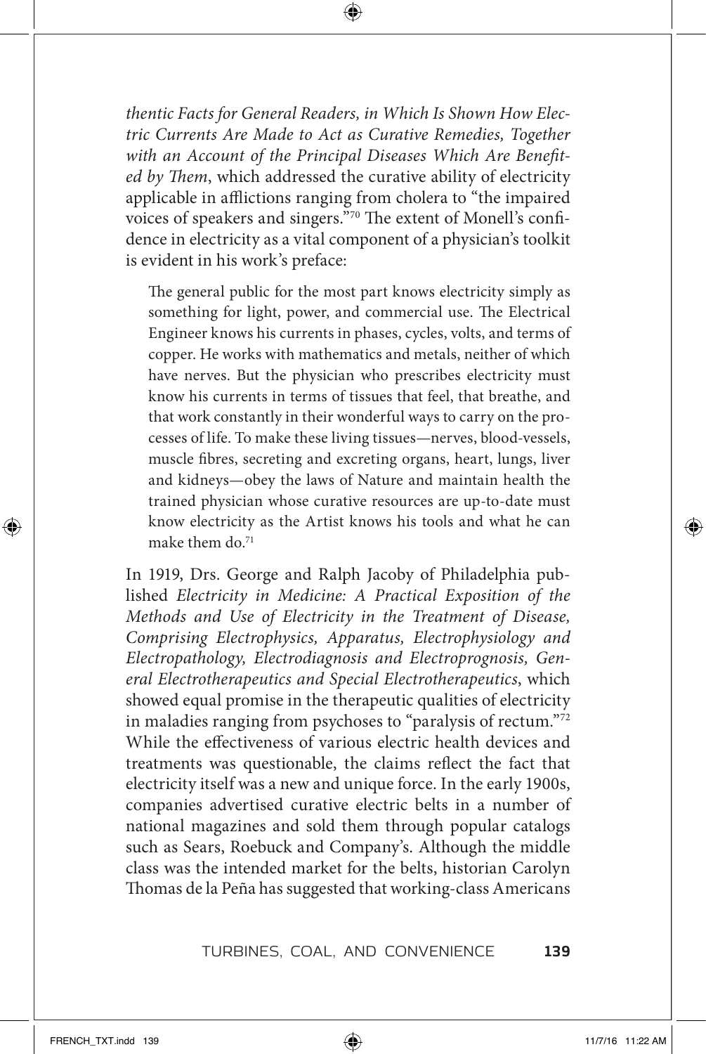*thentic Facts for General Readers, in Which Is Shown How Electric Currents Are Made to Act as Curative Remedies, Together with an Account of the Principal Diseases Which Are Benefited by Them*, which addressed the curative ability of electricity applicable in afflictions ranging from cholera to "the impaired voices of speakers and singers."[70] The extent of Monell's confidence in electricity as a vital component of a physician's toolkit is evident in his work's preface:

> The general public for the most part knows electricity simply as something for light, power, and commercial use. The Electrical Engineer knows his currents in phases, cycles, volts, and terms of copper. He works with mathematics and metals, neither of which have nerves. But the physician who prescribes electricity must know his currents in terms of tissues that feel, that breathe, and that work constantly in their wonderful ways to carry on the processes of life. To make these living tissues—nerves, blood-vessels, muscle fibres, secreting and excreting organs, heart, lungs, liver and kidneys—obey the laws of Nature and maintain health the trained physician whose curative resources are up-to-date must know electricity as the Artist knows his tools and what he can make them do.[71]

In 1919, Drs. George and Ralph Jacoby of Philadelphia published *Electricity in Medicine: A Practical Exposition of the Methods and Use of Electricity in the Treatment of Disease, Comprising Electrophysics, Apparatus, Electrophysiology and Electropathology, Electrodiagnosis and Electroprognosis, General Electrotherapeutics and Special Electrotherapeutics*, which showed equal promise in the therapeutic qualities of electricity in maladies ranging from psychoses to "paralysis of rectum."[72] While the effectiveness of various electric health devices and treatments was questionable, the claims reflect the fact that electricity itself was a new and unique force. In the early 1900s, companies advertised curative electric belts in a number of national magazines and sold them through popular catalogs such as Sears, Roebuck and Company's. Although the middle class was the intended market for the belts, historian Carolyn Thomas de la Peña has suggested that working-class Americans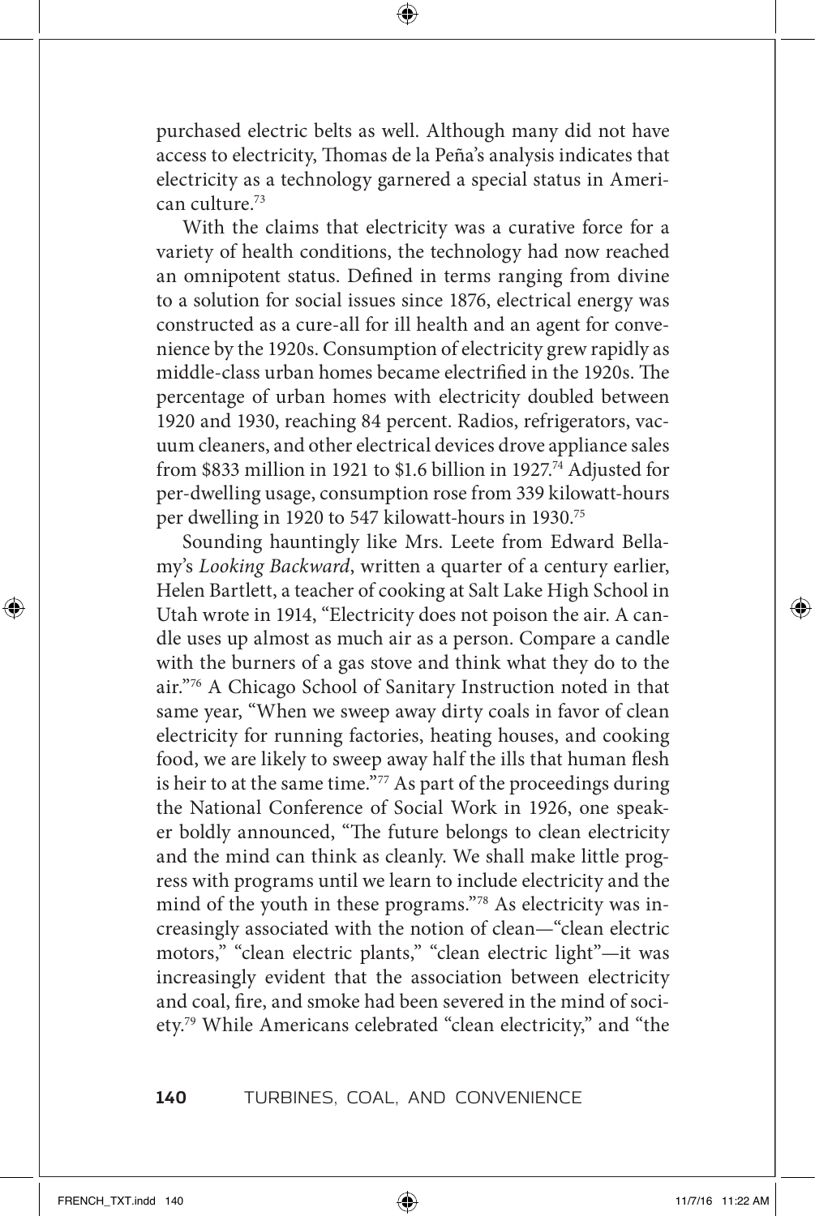purchased electric belts as well. Although many did not have access to electricity, Thomas de la Peña's analysis indicates that electricity as a technology garnered a special status in American culture.[73]

With the claims that electricity was a curative force for a variety of health conditions, the technology had now reached an omnipotent status. Defined in terms ranging from divine to a solution for social issues since 1876, electrical energy was constructed as a cure-all for ill health and an agent for convenience by the 1920s. Consumption of electricity grew rapidly as middle-class urban homes became electrified in the 1920s. The percentage of urban homes with electricity doubled between 1920 and 1930, reaching 84 percent. Radios, refrigerators, vacuum cleaners, and other electrical devices drove appliance sales from $833 million in 1921 to $1.6 billion in 1927.[74] Adjusted for per-dwelling usage, consumption rose from 339 kilowatt-hours per dwelling in 1920 to 547 kilowatt-hours in 1930.[75]

Sounding hauntingly like Mrs. Leete from Edward Bellamy's *Looking Backward*, written a quarter of a century earlier, Helen Bartlett, a teacher of cooking at Salt Lake High School in Utah wrote in 1914, "Electricity does not poison the air. A candle uses up almost as much air as a person. Compare a candle with the burners of a gas stove and think what they do to the air."[76] A Chicago School of Sanitary Instruction noted in that same year, "When we sweep away dirty coals in favor of clean electricity for running factories, heating houses, and cooking food, we are likely to sweep away half the ills that human flesh is heir to at the same time."[77] As part of the proceedings during the National Conference of Social Work in 1926, one speaker boldly announced, "The future belongs to clean electricity and the mind can think as cleanly. We shall make little progress with programs until we learn to include electricity and the mind of the youth in these programs."[78] As electricity was increasingly associated with the notion of clean—"clean electric motors," "clean electric plants," "clean electric light"—it was increasingly evident that the association between electricity and coal, fire, and smoke had been severed in the mind of society.[79] While Americans celebrated "clean electricity," and "the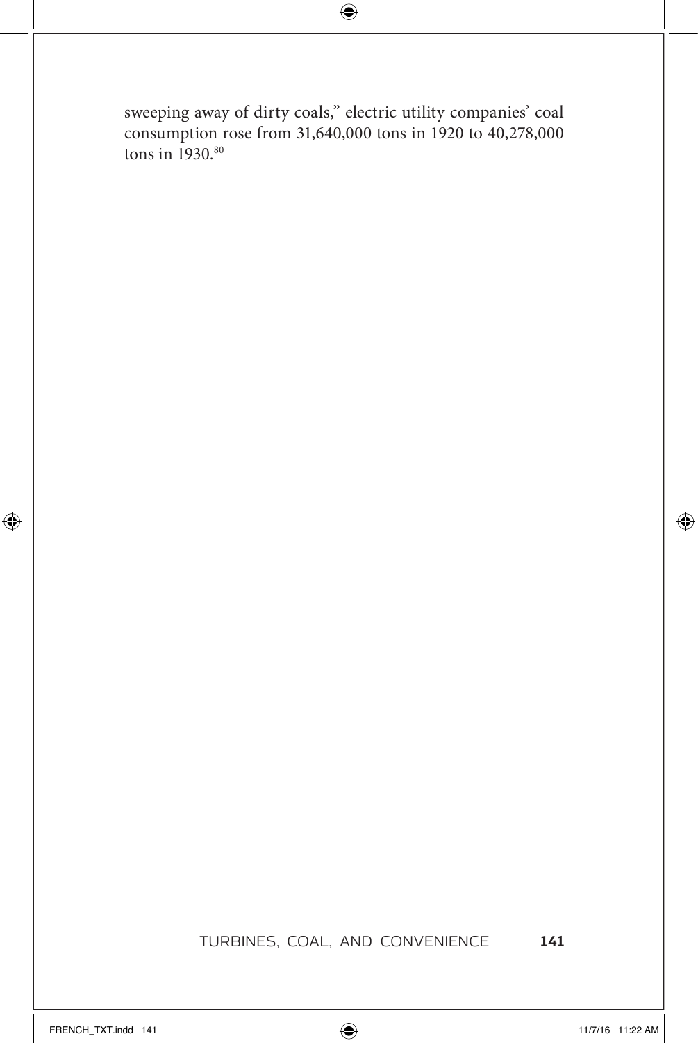sweeping away of dirty coals," electric utility companies' coal consumption rose from 31,640,000 tons in 1920 to 40,278,000 tons in 1930.[80]